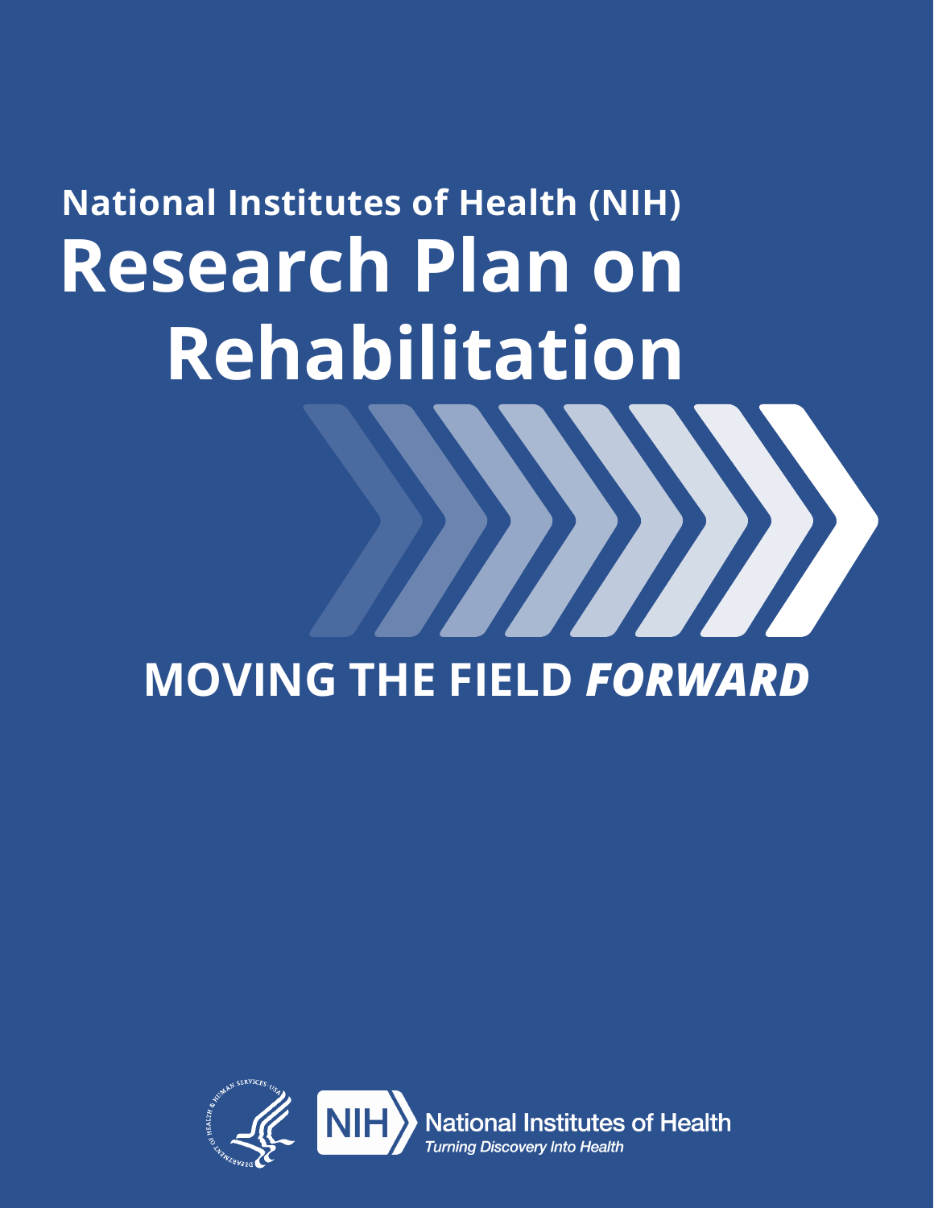**National Institutes of Health (NIH)**

# Research Plan on Rehabilitation

## MOVING THE FIELD *FORWARD*

National Institutes of Health
*Turning Discovery Into Health*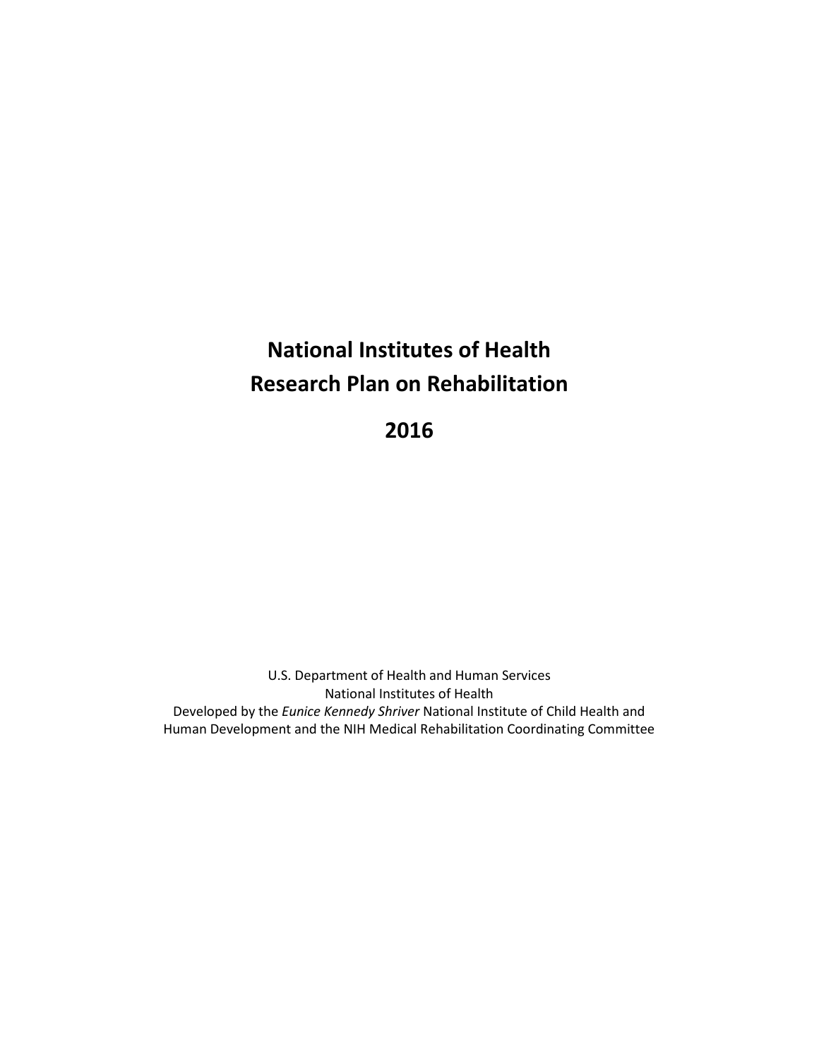# National Institutes of Health Research Plan on Rehabilitation

# 2016

U.S. Department of Health and Human Services
National Institutes of Health
Developed by the *Eunice Kennedy Shriver* National Institute of Child Health and Human Development and the NIH Medical Rehabilitation Coordinating Committee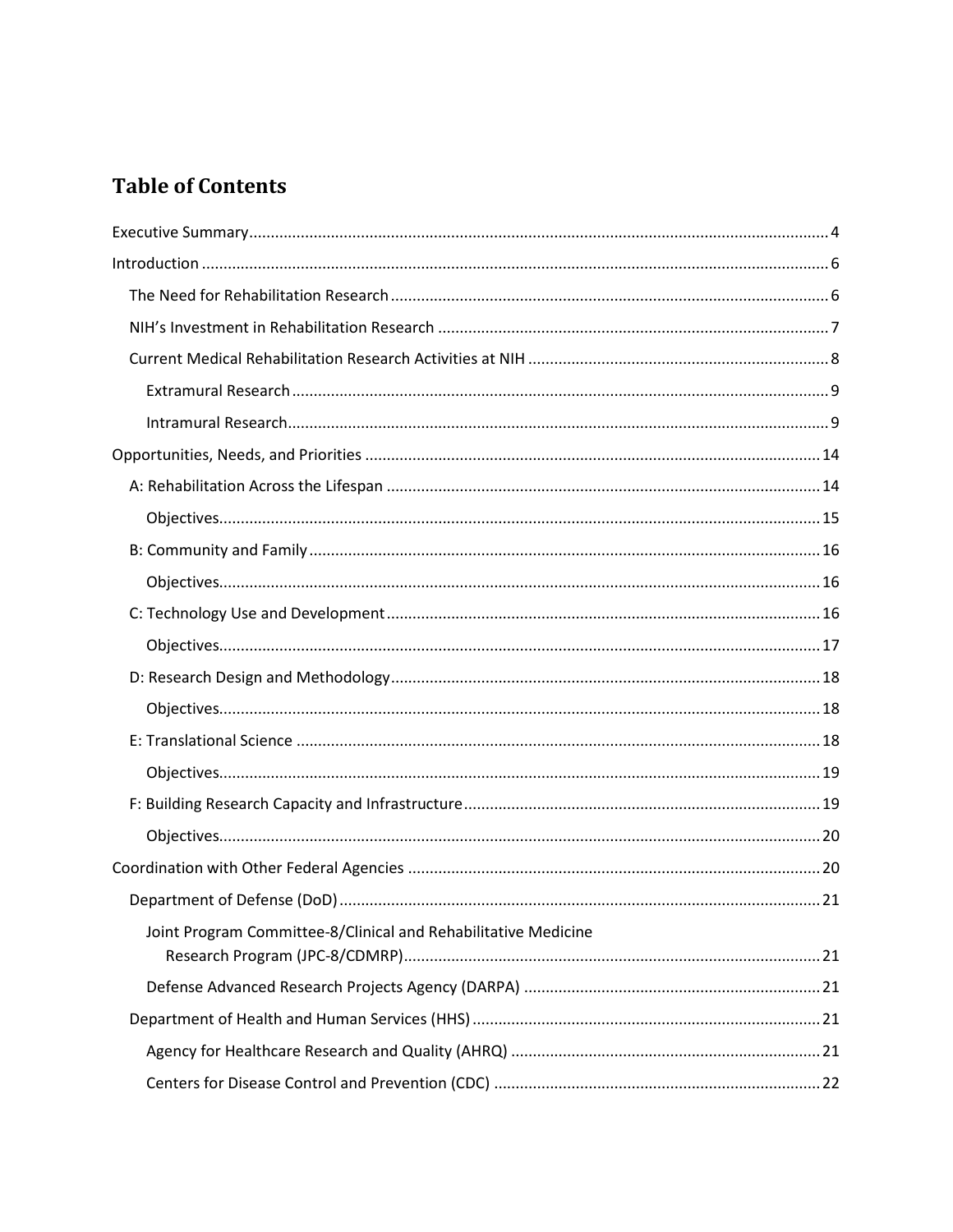# Table of Contents

- Executive Summary ..... 4
- Introduction ..... 6
  - The Need for Rehabilitation Research ..... 6
  - NIH's Investment in Rehabilitation Research ..... 7
  - Current Medical Rehabilitation Research Activities at NIH ..... 8
    - Extramural Research ..... 9
    - Intramural Research ..... 9
- Opportunities, Needs, and Priorities ..... 14
  - A: Rehabilitation Across the Lifespan ..... 14
    - Objectives ..... 15
  - B: Community and Family ..... 16
    - Objectives ..... 16
  - C: Technology Use and Development ..... 16
    - Objectives ..... 17
  - D: Research Design and Methodology ..... 18
    - Objectives ..... 18
  - E: Translational Science ..... 18
    - Objectives ..... 19
  - F: Building Research Capacity and Infrastructure ..... 19
    - Objectives ..... 20
- Coordination with Other Federal Agencies ..... 20
  - Department of Defense (DoD) ..... 21
    - Joint Program Committee-8/Clinical and Rehabilitative Medicine Research Program (JPC-8/CDMRP) ..... 21
    - Defense Advanced Research Projects Agency (DARPA) ..... 21
  - Department of Health and Human Services (HHS) ..... 21
    - Agency for Healthcare Research and Quality (AHRQ) ..... 21
    - Centers for Disease Control and Prevention (CDC) ..... 22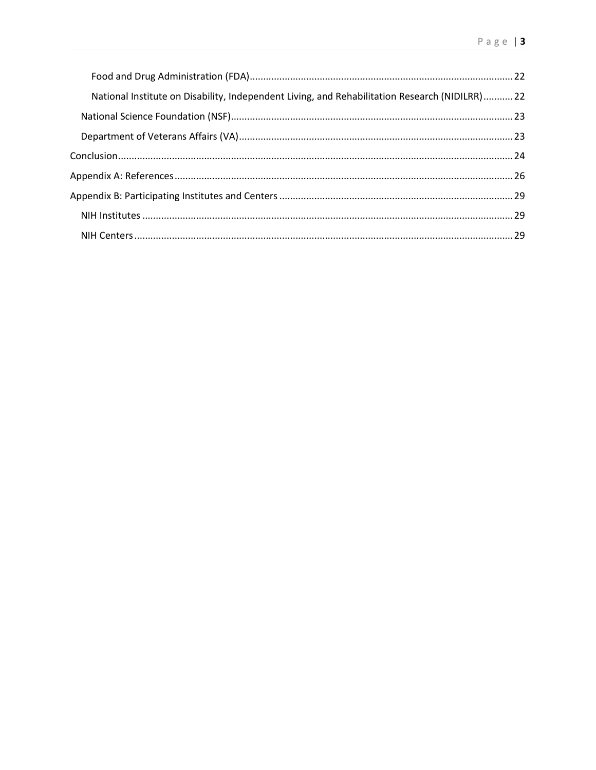- Food and Drug Administration (FDA)........22
- National Institute on Disability, Independent Living, and Rehabilitation Research (NIDILRR)........22

National Science Foundation (NSF)........23

Department of Veterans Affairs (VA)........23

Conclusion........24

Appendix A: References........26

Appendix B: Participating Institutes and Centers........29

NIH Institutes........29

NIH Centers........29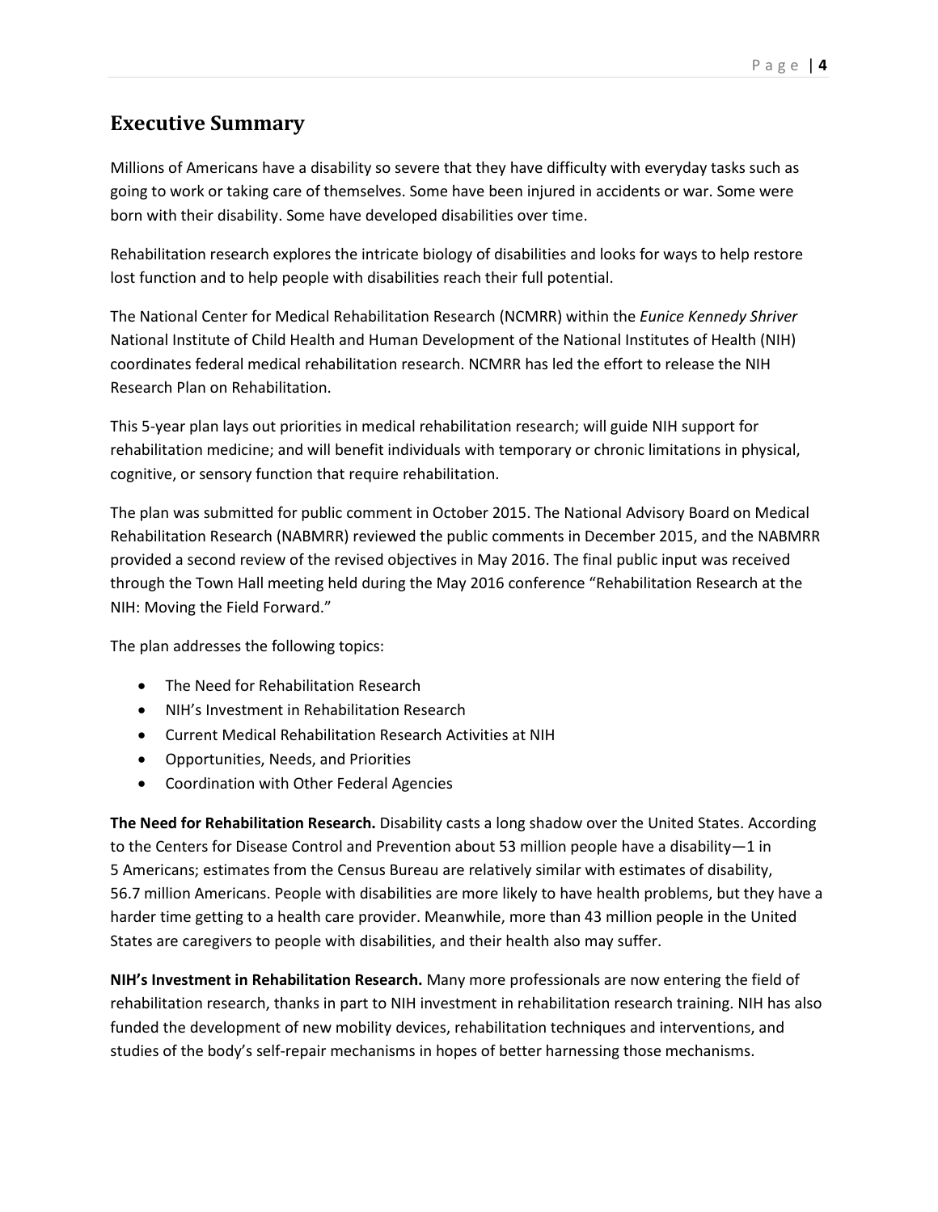## Executive Summary

Millions of Americans have a disability so severe that they have difficulty with everyday tasks such as going to work or taking care of themselves. Some have been injured in accidents or war. Some were born with their disability. Some have developed disabilities over time.

Rehabilitation research explores the intricate biology of disabilities and looks for ways to help restore lost function and to help people with disabilities reach their full potential.

The National Center for Medical Rehabilitation Research (NCMRR) within the *Eunice Kennedy Shriver* National Institute of Child Health and Human Development of the National Institutes of Health (NIH) coordinates federal medical rehabilitation research. NCMRR has led the effort to release the NIH Research Plan on Rehabilitation.

This 5-year plan lays out priorities in medical rehabilitation research; will guide NIH support for rehabilitation medicine; and will benefit individuals with temporary or chronic limitations in physical, cognitive, or sensory function that require rehabilitation.

The plan was submitted for public comment in October 2015. The National Advisory Board on Medical Rehabilitation Research (NABMRR) reviewed the public comments in December 2015, and the NABMRR provided a second review of the revised objectives in May 2016. The final public input was received through the Town Hall meeting held during the May 2016 conference "Rehabilitation Research at the NIH: Moving the Field Forward."

The plan addresses the following topics:

- The Need for Rehabilitation Research
- NIH's Investment in Rehabilitation Research
- Current Medical Rehabilitation Research Activities at NIH
- Opportunities, Needs, and Priorities
- Coordination with Other Federal Agencies

**The Need for Rehabilitation Research.** Disability casts a long shadow over the United States. According to the Centers for Disease Control and Prevention about 53 million people have a disability—1 in 5 Americans; estimates from the Census Bureau are relatively similar with estimates of disability, 56.7 million Americans. People with disabilities are more likely to have health problems, but they have a harder time getting to a health care provider. Meanwhile, more than 43 million people in the United States are caregivers to people with disabilities, and their health also may suffer.

**NIH's Investment in Rehabilitation Research.** Many more professionals are now entering the field of rehabilitation research, thanks in part to NIH investment in rehabilitation research training. NIH has also funded the development of new mobility devices, rehabilitation techniques and interventions, and studies of the body's self-repair mechanisms in hopes of better harnessing those mechanisms.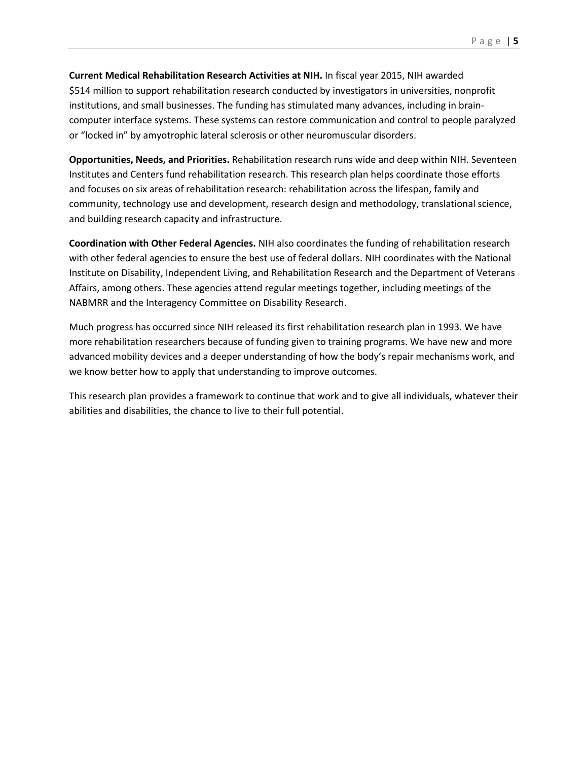**Current Medical Rehabilitation Research Activities at NIH.** In fiscal year 2015, NIH awarded $514 million to support rehabilitation research conducted by investigators in universities, nonprofit institutions, and small businesses. The funding has stimulated many advances, including in brain-computer interface systems. These systems can restore communication and control to people paralyzed or "locked in" by amyotrophic lateral sclerosis or other neuromuscular disorders.

**Opportunities, Needs, and Priorities.** Rehabilitation research runs wide and deep within NIH. Seventeen Institutes and Centers fund rehabilitation research. This research plan helps coordinate those efforts and focuses on six areas of rehabilitation research: rehabilitation across the lifespan, family and community, technology use and development, research design and methodology, translational science, and building research capacity and infrastructure.

**Coordination with Other Federal Agencies.** NIH also coordinates the funding of rehabilitation research with other federal agencies to ensure the best use of federal dollars. NIH coordinates with the National Institute on Disability, Independent Living, and Rehabilitation Research and the Department of Veterans Affairs, among others. These agencies attend regular meetings together, including meetings of the NABMRR and the Interagency Committee on Disability Research.

Much progress has occurred since NIH released its first rehabilitation research plan in 1993. We have more rehabilitation researchers because of funding given to training programs. We have new and more advanced mobility devices and a deeper understanding of how the body's repair mechanisms work, and we know better how to apply that understanding to improve outcomes.

This research plan provides a framework to continue that work and to give all individuals, whatever their abilities and disabilities, the chance to live to their full potential.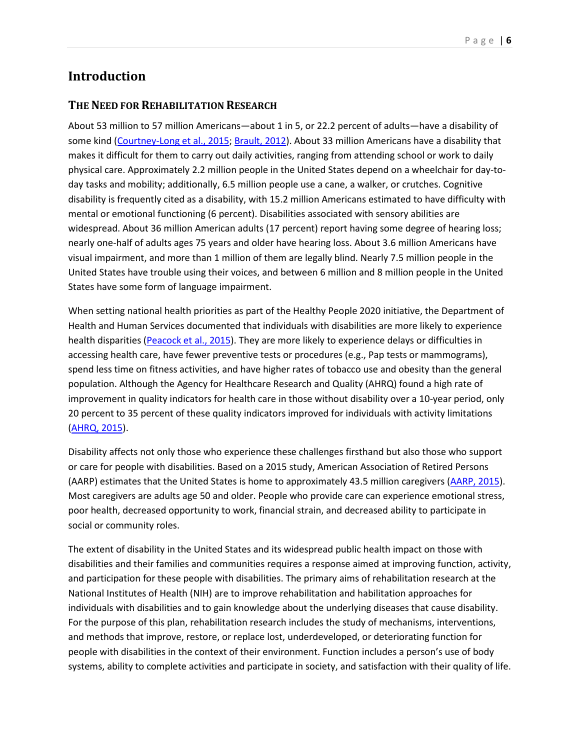# Introduction

## The Need for Rehabilitation Research

About 53 million to 57 million Americans—about 1 in 5, or 22.2 percent of adults—have a disability of some kind (Courtney-Long et al., 2015; Brault, 2012). About 33 million Americans have a disability that makes it difficult for them to carry out daily activities, ranging from attending school or work to daily physical care. Approximately 2.2 million people in the United States depend on a wheelchair for day-to-day tasks and mobility; additionally, 6.5 million people use a cane, a walker, or crutches. Cognitive disability is frequently cited as a disability, with 15.2 million Americans estimated to have difficulty with mental or emotional functioning (6 percent). Disabilities associated with sensory abilities are widespread. About 36 million American adults (17 percent) report having some degree of hearing loss; nearly one-half of adults ages 75 years and older have hearing loss. About 3.6 million Americans have visual impairment, and more than 1 million of them are legally blind. Nearly 7.5 million people in the United States have trouble using their voices, and between 6 million and 8 million people in the United States have some form of language impairment.

When setting national health priorities as part of the Healthy People 2020 initiative, the Department of Health and Human Services documented that individuals with disabilities are more likely to experience health disparities (Peacock et al., 2015). They are more likely to experience delays or difficulties in accessing health care, have fewer preventive tests or procedures (e.g., Pap tests or mammograms), spend less time on fitness activities, and have higher rates of tobacco use and obesity than the general population. Although the Agency for Healthcare Research and Quality (AHRQ) found a high rate of improvement in quality indicators for health care in those without disability over a 10-year period, only 20 percent to 35 percent of these quality indicators improved for individuals with activity limitations (AHRQ, 2015).

Disability affects not only those who experience these challenges firsthand but also those who support or care for people with disabilities. Based on a 2015 study, American Association of Retired Persons (AARP) estimates that the United States is home to approximately 43.5 million caregivers (AARP, 2015). Most caregivers are adults age 50 and older. People who provide care can experience emotional stress, poor health, decreased opportunity to work, financial strain, and decreased ability to participate in social or community roles.

The extent of disability in the United States and its widespread public health impact on those with disabilities and their families and communities requires a response aimed at improving function, activity, and participation for these people with disabilities. The primary aims of rehabilitation research at the National Institutes of Health (NIH) are to improve rehabilitation and habilitation approaches for individuals with disabilities and to gain knowledge about the underlying diseases that cause disability. For the purpose of this plan, rehabilitation research includes the study of mechanisms, interventions, and methods that improve, restore, or replace lost, underdeveloped, or deteriorating function for people with disabilities in the context of their environment. Function includes a person's use of body systems, ability to complete activities and participate in society, and satisfaction with their quality of life.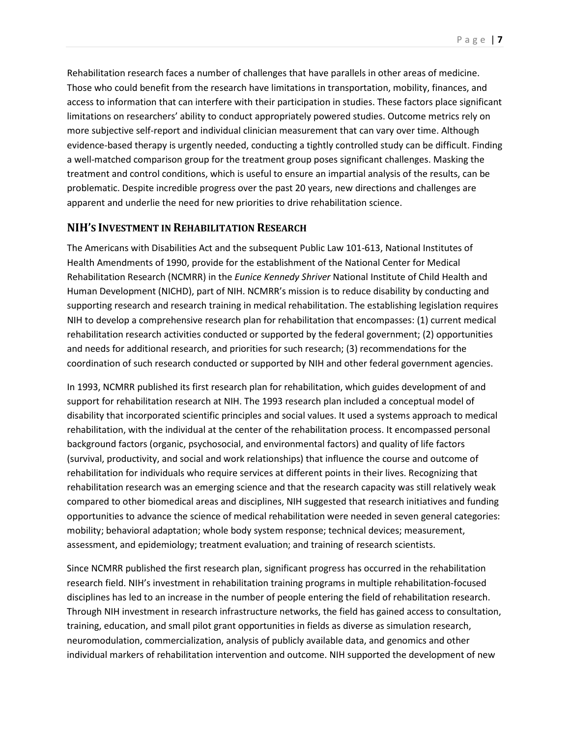Rehabilitation research faces a number of challenges that have parallels in other areas of medicine. Those who could benefit from the research have limitations in transportation, mobility, finances, and access to information that can interfere with their participation in studies. These factors place significant limitations on researchers' ability to conduct appropriately powered studies. Outcome metrics rely on more subjective self-report and individual clinician measurement that can vary over time. Although evidence-based therapy is urgently needed, conducting a tightly controlled study can be difficult. Finding a well-matched comparison group for the treatment group poses significant challenges. Masking the treatment and control conditions, which is useful to ensure an impartial analysis of the results, can be problematic. Despite incredible progress over the past 20 years, new directions and challenges are apparent and underlie the need for new priorities to drive rehabilitation science.

## NIH's Investment in Rehabilitation Research

The Americans with Disabilities Act and the subsequent Public Law 101-613, National Institutes of Health Amendments of 1990, provide for the establishment of the National Center for Medical Rehabilitation Research (NCMRR) in the *Eunice Kennedy Shriver* National Institute of Child Health and Human Development (NICHD), part of NIH. NCMRR's mission is to reduce disability by conducting and supporting research and research training in medical rehabilitation. The establishing legislation requires NIH to develop a comprehensive research plan for rehabilitation that encompasses: (1) current medical rehabilitation research activities conducted or supported by the federal government; (2) opportunities and needs for additional research, and priorities for such research; (3) recommendations for the coordination of such research conducted or supported by NIH and other federal government agencies.

In 1993, NCMRR published its first research plan for rehabilitation, which guides development of and support for rehabilitation research at NIH. The 1993 research plan included a conceptual model of disability that incorporated scientific principles and social values. It used a systems approach to medical rehabilitation, with the individual at the center of the rehabilitation process. It encompassed personal background factors (organic, psychosocial, and environmental factors) and quality of life factors (survival, productivity, and social and work relationships) that influence the course and outcome of rehabilitation for individuals who require services at different points in their lives. Recognizing that rehabilitation research was an emerging science and that the research capacity was still relatively weak compared to other biomedical areas and disciplines, NIH suggested that research initiatives and funding opportunities to advance the science of medical rehabilitation were needed in seven general categories: mobility; behavioral adaptation; whole body system response; technical devices; measurement, assessment, and epidemiology; treatment evaluation; and training of research scientists.

Since NCMRR published the first research plan, significant progress has occurred in the rehabilitation research field. NIH's investment in rehabilitation training programs in multiple rehabilitation-focused disciplines has led to an increase in the number of people entering the field of rehabilitation research. Through NIH investment in research infrastructure networks, the field has gained access to consultation, training, education, and small pilot grant opportunities in fields as diverse as simulation research, neuromodulation, commercialization, analysis of publicly available data, and genomics and other individual markers of rehabilitation intervention and outcome. NIH supported the development of new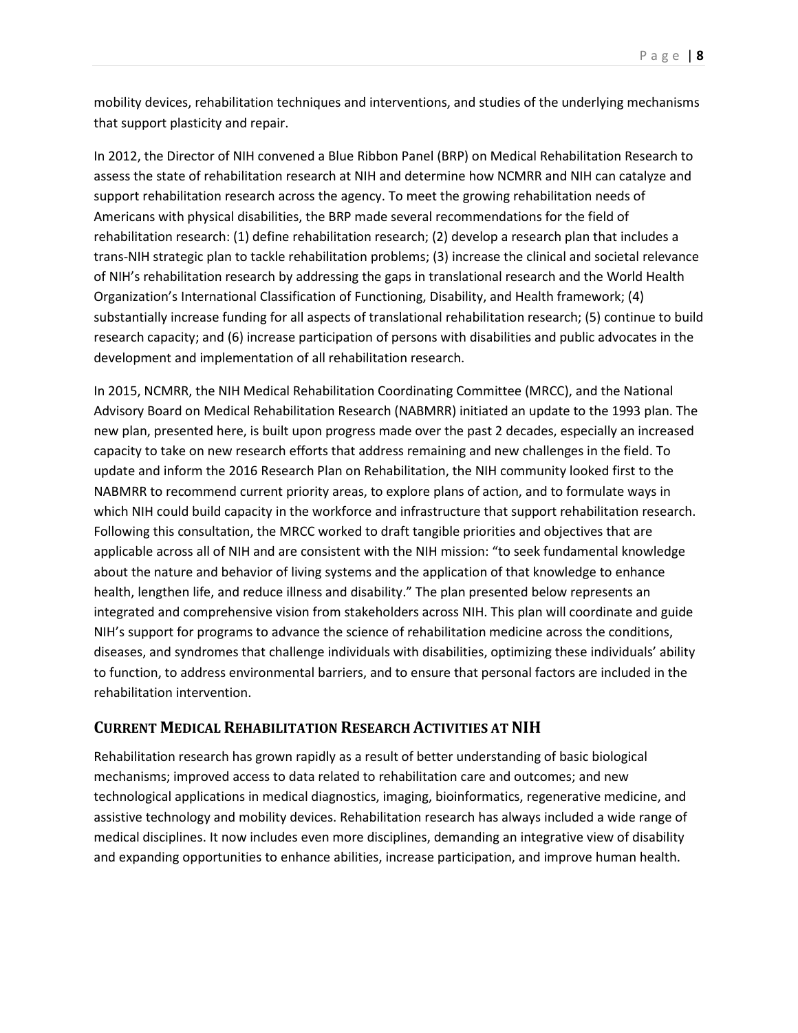mobility devices, rehabilitation techniques and interventions, and studies of the underlying mechanisms that support plasticity and repair.

In 2012, the Director of NIH convened a Blue Ribbon Panel (BRP) on Medical Rehabilitation Research to assess the state of rehabilitation research at NIH and determine how NCMRR and NIH can catalyze and support rehabilitation research across the agency. To meet the growing rehabilitation needs of Americans with physical disabilities, the BRP made several recommendations for the field of rehabilitation research: (1) define rehabilitation research; (2) develop a research plan that includes a trans-NIH strategic plan to tackle rehabilitation problems; (3) increase the clinical and societal relevance of NIH's rehabilitation research by addressing the gaps in translational research and the World Health Organization's International Classification of Functioning, Disability, and Health framework; (4) substantially increase funding for all aspects of translational rehabilitation research; (5) continue to build research capacity; and (6) increase participation of persons with disabilities and public advocates in the development and implementation of all rehabilitation research.

In 2015, NCMRR, the NIH Medical Rehabilitation Coordinating Committee (MRCC), and the National Advisory Board on Medical Rehabilitation Research (NABMRR) initiated an update to the 1993 plan. The new plan, presented here, is built upon progress made over the past 2 decades, especially an increased capacity to take on new research efforts that address remaining and new challenges in the field. To update and inform the 2016 Research Plan on Rehabilitation, the NIH community looked first to the NABMRR to recommend current priority areas, to explore plans of action, and to formulate ways in which NIH could build capacity in the workforce and infrastructure that support rehabilitation research. Following this consultation, the MRCC worked to draft tangible priorities and objectives that are applicable across all of NIH and are consistent with the NIH mission: "to seek fundamental knowledge about the nature and behavior of living systems and the application of that knowledge to enhance health, lengthen life, and reduce illness and disability." The plan presented below represents an integrated and comprehensive vision from stakeholders across NIH. This plan will coordinate and guide NIH's support for programs to advance the science of rehabilitation medicine across the conditions, diseases, and syndromes that challenge individuals with disabilities, optimizing these individuals' ability to function, to address environmental barriers, and to ensure that personal factors are included in the rehabilitation intervention.

## CURRENT MEDICAL REHABILITATION RESEARCH ACTIVITIES AT NIH

Rehabilitation research has grown rapidly as a result of better understanding of basic biological mechanisms; improved access to data related to rehabilitation care and outcomes; and new technological applications in medical diagnostics, imaging, bioinformatics, regenerative medicine, and assistive technology and mobility devices. Rehabilitation research has always included a wide range of medical disciplines. It now includes even more disciplines, demanding an integrative view of disability and expanding opportunities to enhance abilities, increase participation, and improve human health.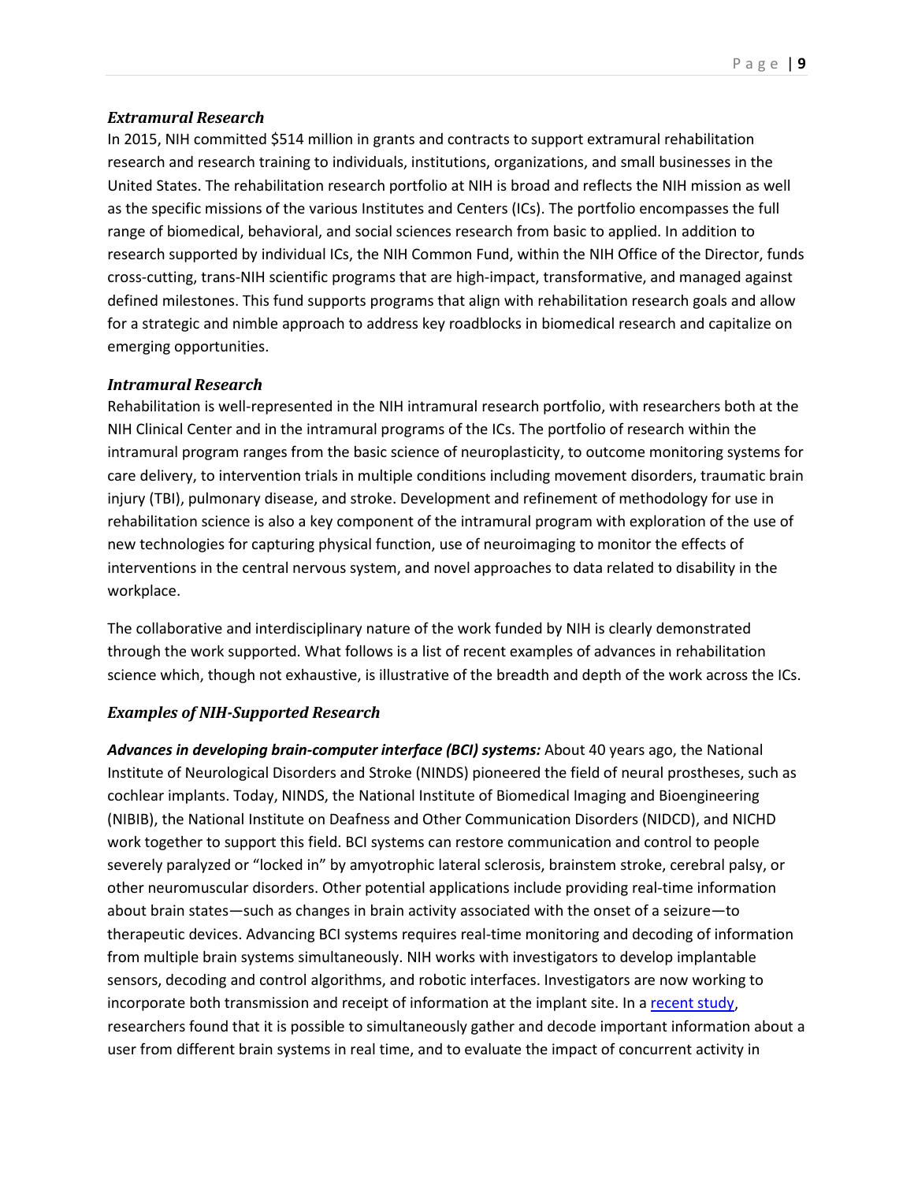### *Extramural Research*

In 2015, NIH committed $514 million in grants and contracts to support extramural rehabilitation research and research training to individuals, institutions, organizations, and small businesses in the United States. The rehabilitation research portfolio at NIH is broad and reflects the NIH mission as well as the specific missions of the various Institutes and Centers (ICs). The portfolio encompasses the full range of biomedical, behavioral, and social sciences research from basic to applied. In addition to research supported by individual ICs, the NIH Common Fund, within the NIH Office of the Director, funds cross-cutting, trans-NIH scientific programs that are high-impact, transformative, and managed against defined milestones. This fund supports programs that align with rehabilitation research goals and allow for a strategic and nimble approach to address key roadblocks in biomedical research and capitalize on emerging opportunities.

### *Intramural Research*

Rehabilitation is well-represented in the NIH intramural research portfolio, with researchers both at the NIH Clinical Center and in the intramural programs of the ICs. The portfolio of research within the intramural program ranges from the basic science of neuroplasticity, to outcome monitoring systems for care delivery, to intervention trials in multiple conditions including movement disorders, traumatic brain injury (TBI), pulmonary disease, and stroke. Development and refinement of methodology for use in rehabilitation science is also a key component of the intramural program with exploration of the use of new technologies for capturing physical function, use of neuroimaging to monitor the effects of interventions in the central nervous system, and novel approaches to data related to disability in the workplace.

The collaborative and interdisciplinary nature of the work funded by NIH is clearly demonstrated through the work supported. What follows is a list of recent examples of advances in rehabilitation science which, though not exhaustive, is illustrative of the breadth and depth of the work across the ICs.

### *Examples of NIH-Supported Research*

***Advances in developing brain-computer interface (BCI) systems:*** About 40 years ago, the National Institute of Neurological Disorders and Stroke (NINDS) pioneered the field of neural prostheses, such as cochlear implants. Today, NINDS, the National Institute of Biomedical Imaging and Bioengineering (NIBIB), the National Institute on Deafness and Other Communication Disorders (NIDCD), and NICHD work together to support this field. BCI systems can restore communication and control to people severely paralyzed or "locked in" by amyotrophic lateral sclerosis, brainstem stroke, cerebral palsy, or other neuromuscular disorders. Other potential applications include providing real-time information about brain states—such as changes in brain activity associated with the onset of a seizure—to therapeutic devices. Advancing BCI systems requires real-time monitoring and decoding of information from multiple brain systems simultaneously. NIH works with investigators to develop implantable sensors, decoding and control algorithms, and robotic interfaces. Investigators are now working to incorporate both transmission and receipt of information at the implant site. In a recent study, researchers found that it is possible to simultaneously gather and decode important information about a user from different brain systems in real time, and to evaluate the impact of concurrent activity in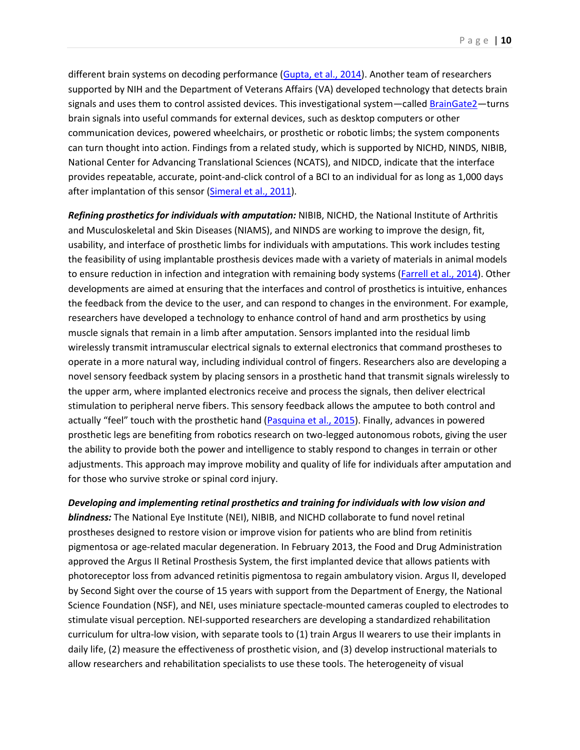different brain systems on decoding performance (Gupta, et al., 2014). Another team of researchers supported by NIH and the Department of Veterans Affairs (VA) developed technology that detects brain signals and uses them to control assisted devices. This investigational system—called BrainGate2—turns brain signals into useful commands for external devices, such as desktop computers or other communication devices, powered wheelchairs, or prosthetic or robotic limbs; the system components can turn thought into action. Findings from a related study, which is supported by NICHD, NINDS, NIBIB, National Center for Advancing Translational Sciences (NCATS), and NIDCD, indicate that the interface provides repeatable, accurate, point-and-click control of a BCI to an individual for as long as 1,000 days after implantation of this sensor (Simeral et al., 2011).

***Refining prosthetics for individuals with amputation:*** NIBIB, NICHD, the National Institute of Arthritis and Musculoskeletal and Skin Diseases (NIAMS), and NINDS are working to improve the design, fit, usability, and interface of prosthetic limbs for individuals with amputations. This work includes testing the feasibility of using implantable prosthesis devices made with a variety of materials in animal models to ensure reduction in infection and integration with remaining body systems (Farrell et al., 2014). Other developments are aimed at ensuring that the interfaces and control of prosthetics is intuitive, enhances the feedback from the device to the user, and can respond to changes in the environment. For example, researchers have developed a technology to enhance control of hand and arm prosthetics by using muscle signals that remain in a limb after amputation. Sensors implanted into the residual limb wirelessly transmit intramuscular electrical signals to external electronics that command prostheses to operate in a more natural way, including individual control of fingers. Researchers also are developing a novel sensory feedback system by placing sensors in a prosthetic hand that transmit signals wirelessly to the upper arm, where implanted electronics receive and process the signals, then deliver electrical stimulation to peripheral nerve fibers. This sensory feedback allows the amputee to both control and actually "feel" touch with the prosthetic hand (Pasquina et al., 2015). Finally, advances in powered prosthetic legs are benefiting from robotics research on two-legged autonomous robots, giving the user the ability to provide both the power and intelligence to stably respond to changes in terrain or other adjustments. This approach may improve mobility and quality of life for individuals after amputation and for those who survive stroke or spinal cord injury.

***Developing and implementing retinal prosthetics and training for individuals with low vision and blindness:*** The National Eye Institute (NEI), NIBIB, and NICHD collaborate to fund novel retinal prostheses designed to restore vision or improve vision for patients who are blind from retinitis pigmentosa or age-related macular degeneration. In February 2013, the Food and Drug Administration approved the Argus II Retinal Prosthesis System, the first implanted device that allows patients with photoreceptor loss from advanced retinitis pigmentosa to regain ambulatory vision. Argus II, developed by Second Sight over the course of 15 years with support from the Department of Energy, the National Science Foundation (NSF), and NEI, uses miniature spectacle-mounted cameras coupled to electrodes to stimulate visual perception. NEI-supported researchers are developing a standardized rehabilitation curriculum for ultra-low vision, with separate tools to (1) train Argus II wearers to use their implants in daily life, (2) measure the effectiveness of prosthetic vision, and (3) develop instructional materials to allow researchers and rehabilitation specialists to use these tools. The heterogeneity of visual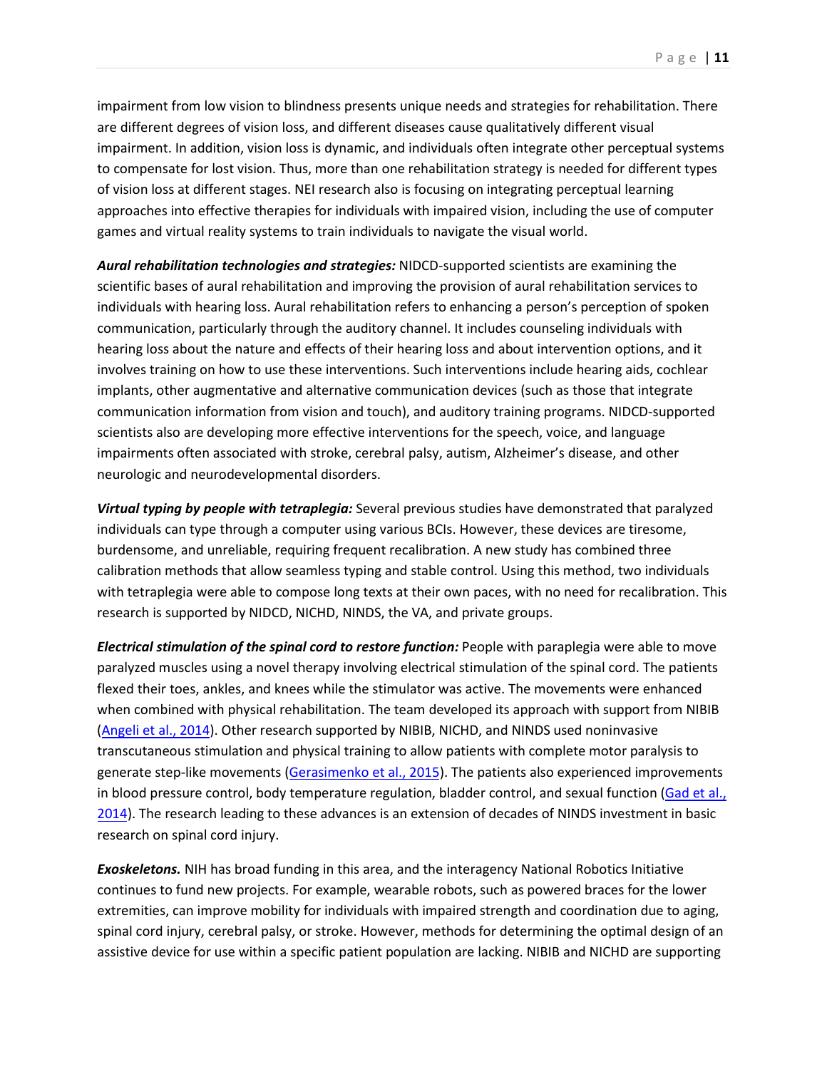impairment from low vision to blindness presents unique needs and strategies for rehabilitation. There are different degrees of vision loss, and different diseases cause qualitatively different visual impairment. In addition, vision loss is dynamic, and individuals often integrate other perceptual systems to compensate for lost vision. Thus, more than one rehabilitation strategy is needed for different types of vision loss at different stages. NEI research also is focusing on integrating perceptual learning approaches into effective therapies for individuals with impaired vision, including the use of computer games and virtual reality systems to train individuals to navigate the visual world.

***Aural rehabilitation technologies and strategies:*** NIDCD-supported scientists are examining the scientific bases of aural rehabilitation and improving the provision of aural rehabilitation services to individuals with hearing loss. Aural rehabilitation refers to enhancing a person's perception of spoken communication, particularly through the auditory channel. It includes counseling individuals with hearing loss about the nature and effects of their hearing loss and about intervention options, and it involves training on how to use these interventions. Such interventions include hearing aids, cochlear implants, other augmentative and alternative communication devices (such as those that integrate communication information from vision and touch), and auditory training programs. NIDCD-supported scientists also are developing more effective interventions for the speech, voice, and language impairments often associated with stroke, cerebral palsy, autism, Alzheimer's disease, and other neurologic and neurodevelopmental disorders.

***Virtual typing by people with tetraplegia:*** Several previous studies have demonstrated that paralyzed individuals can type through a computer using various BCIs. However, these devices are tiresome, burdensome, and unreliable, requiring frequent recalibration. A new study has combined three calibration methods that allow seamless typing and stable control. Using this method, two individuals with tetraplegia were able to compose long texts at their own paces, with no need for recalibration. This research is supported by NIDCD, NICHD, NINDS, the VA, and private groups.

***Electrical stimulation of the spinal cord to restore function:*** People with paraplegia were able to move paralyzed muscles using a novel therapy involving electrical stimulation of the spinal cord. The patients flexed their toes, ankles, and knees while the stimulator was active. The movements were enhanced when combined with physical rehabilitation. The team developed its approach with support from NIBIB (Angeli et al., 2014). Other research supported by NIBIB, NICHD, and NINDS used noninvasive transcutaneous stimulation and physical training to allow patients with complete motor paralysis to generate step-like movements (Gerasimenko et al., 2015). The patients also experienced improvements in blood pressure control, body temperature regulation, bladder control, and sexual function (Gad et al., 2014). The research leading to these advances is an extension of decades of NINDS investment in basic research on spinal cord injury.

***Exoskeletons.*** NIH has broad funding in this area, and the interagency National Robotics Initiative continues to fund new projects. For example, wearable robots, such as powered braces for the lower extremities, can improve mobility for individuals with impaired strength and coordination due to aging, spinal cord injury, cerebral palsy, or stroke. However, methods for determining the optimal design of an assistive device for use within a specific patient population are lacking. NIBIB and NICHD are supporting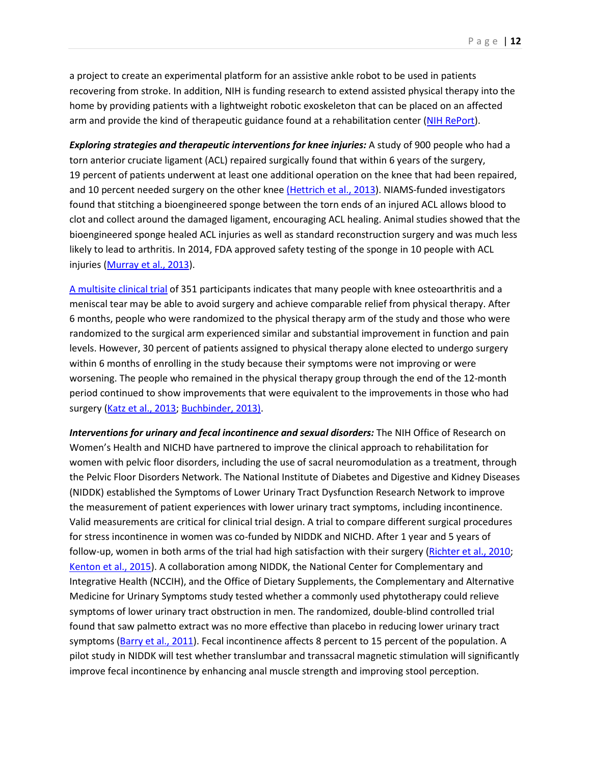a project to create an experimental platform for an assistive ankle robot to be used in patients recovering from stroke. In addition, NIH is funding research to extend assisted physical therapy into the home by providing patients with a lightweight robotic exoskeleton that can be placed on an affected arm and provide the kind of therapeutic guidance found at a rehabilitation center (NIH RePort).

***Exploring strategies and therapeutic interventions for knee injuries:*** A study of 900 people who had a torn anterior cruciate ligament (ACL) repaired surgically found that within 6 years of the surgery, 19 percent of patients underwent at least one additional operation on the knee that had been repaired, and 10 percent needed surgery on the other knee (Hettrich et al., 2013). NIAMS-funded investigators found that stitching a bioengineered sponge between the torn ends of an injured ACL allows blood to clot and collect around the damaged ligament, encouraging ACL healing. Animal studies showed that the bioengineered sponge healed ACL injuries as well as standard reconstruction surgery and was much less likely to lead to arthritis. In 2014, FDA approved safety testing of the sponge in 10 people with ACL injuries (Murray et al., 2013).

A multisite clinical trial of 351 participants indicates that many people with knee osteoarthritis and a meniscal tear may be able to avoid surgery and achieve comparable relief from physical therapy. After 6 months, people who were randomized to the physical therapy arm of the study and those who were randomized to the surgical arm experienced similar and substantial improvement in function and pain levels. However, 30 percent of patients assigned to physical therapy alone elected to undergo surgery within 6 months of enrolling in the study because their symptoms were not improving or were worsening. The people who remained in the physical therapy group through the end of the 12-month period continued to show improvements that were equivalent to the improvements in those who had surgery (Katz et al., 2013; Buchbinder, 2013).

***Interventions for urinary and fecal incontinence and sexual disorders:*** The NIH Office of Research on Women's Health and NICHD have partnered to improve the clinical approach to rehabilitation for women with pelvic floor disorders, including the use of sacral neuromodulation as a treatment, through the Pelvic Floor Disorders Network. The National Institute of Diabetes and Digestive and Kidney Diseases (NIDDK) established the Symptoms of Lower Urinary Tract Dysfunction Research Network to improve the measurement of patient experiences with lower urinary tract symptoms, including incontinence. Valid measurements are critical for clinical trial design. A trial to compare different surgical procedures for stress incontinence in women was co-funded by NIDDK and NICHD. After 1 year and 5 years of follow-up, women in both arms of the trial had high satisfaction with their surgery (Richter et al., 2010; Kenton et al., 2015). A collaboration among NIDDK, the National Center for Complementary and Integrative Health (NCCIH), and the Office of Dietary Supplements, the Complementary and Alternative Medicine for Urinary Symptoms study tested whether a commonly used phytotherapy could relieve symptoms of lower urinary tract obstruction in men. The randomized, double-blind controlled trial found that saw palmetto extract was no more effective than placebo in reducing lower urinary tract symptoms (Barry et al., 2011). Fecal incontinence affects 8 percent to 15 percent of the population. A pilot study in NIDDK will test whether translumbar and transsacral magnetic stimulation will significantly improve fecal incontinence by enhancing anal muscle strength and improving stool perception.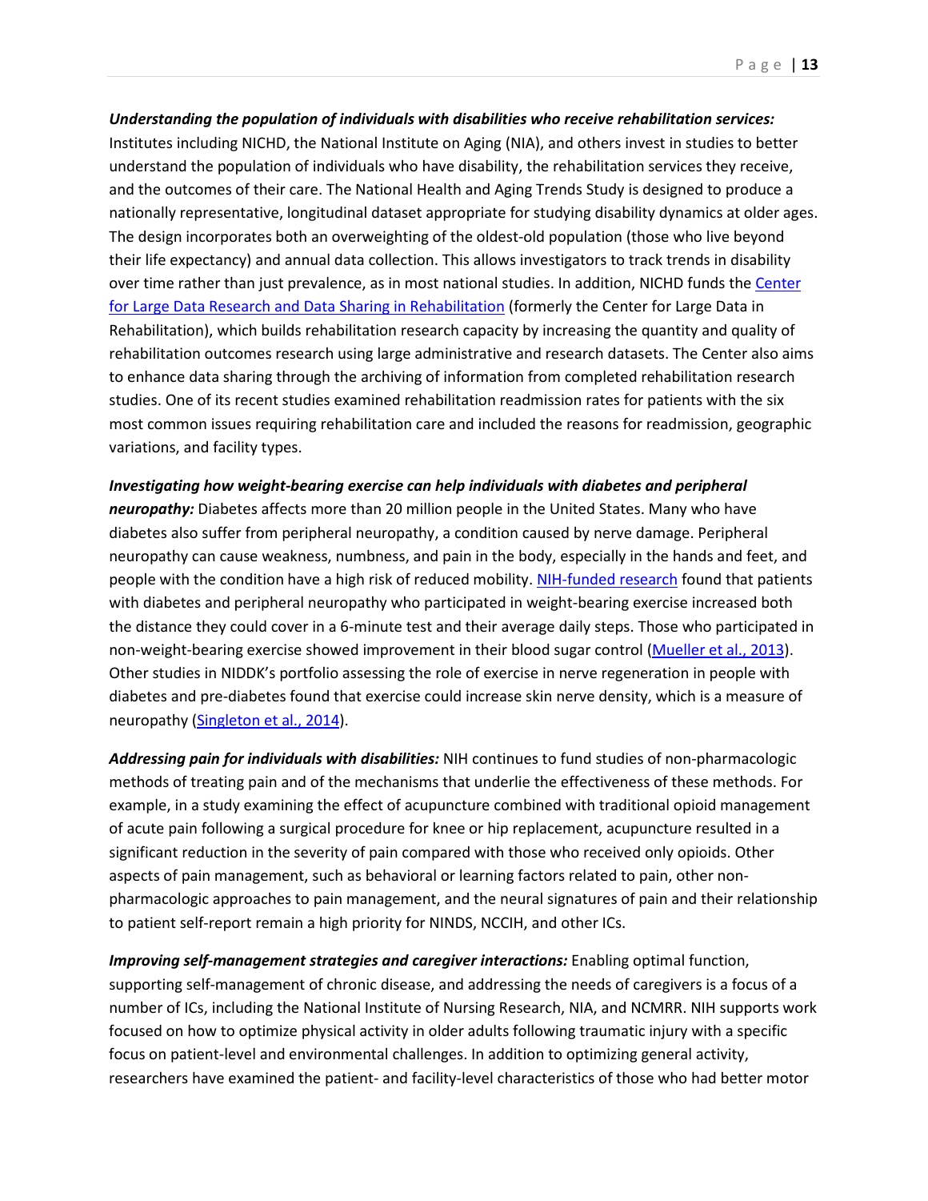***Understanding the population of individuals with disabilities who receive rehabilitation services:*** Institutes including NICHD, the National Institute on Aging (NIA), and others invest in studies to better understand the population of individuals who have disability, the rehabilitation services they receive, and the outcomes of their care. The National Health and Aging Trends Study is designed to produce a nationally representative, longitudinal dataset appropriate for studying disability dynamics at older ages. The design incorporates both an overweighting of the oldest-old population (those who live beyond their life expectancy) and annual data collection. This allows investigators to track trends in disability over time rather than just prevalence, as in most national studies. In addition, NICHD funds the Center for Large Data Research and Data Sharing in Rehabilitation (formerly the Center for Large Data in Rehabilitation), which builds rehabilitation research capacity by increasing the quantity and quality of rehabilitation outcomes research using large administrative and research datasets. The Center also aims to enhance data sharing through the archiving of information from completed rehabilitation research studies. One of its recent studies examined rehabilitation readmission rates for patients with the six most common issues requiring rehabilitation care and included the reasons for readmission, geographic variations, and facility types.

***Investigating how weight-bearing exercise can help individuals with diabetes and peripheral neuropathy:*** Diabetes affects more than 20 million people in the United States. Many who have diabetes also suffer from peripheral neuropathy, a condition caused by nerve damage. Peripheral neuropathy can cause weakness, numbness, and pain in the body, especially in the hands and feet, and people with the condition have a high risk of reduced mobility. NIH-funded research found that patients with diabetes and peripheral neuropathy who participated in weight-bearing exercise increased both the distance they could cover in a 6-minute test and their average daily steps. Those who participated in non-weight-bearing exercise showed improvement in their blood sugar control (Mueller et al., 2013). Other studies in NIDDK's portfolio assessing the role of exercise in nerve regeneration in people with diabetes and pre-diabetes found that exercise could increase skin nerve density, which is a measure of neuropathy (Singleton et al., 2014).

***Addressing pain for individuals with disabilities:*** NIH continues to fund studies of non-pharmacologic methods of treating pain and of the mechanisms that underlie the effectiveness of these methods. For example, in a study examining the effect of acupuncture combined with traditional opioid management of acute pain following a surgical procedure for knee or hip replacement, acupuncture resulted in a significant reduction in the severity of pain compared with those who received only opioids. Other aspects of pain management, such as behavioral or learning factors related to pain, other non-pharmacologic approaches to pain management, and the neural signatures of pain and their relationship to patient self-report remain a high priority for NINDS, NCCIH, and other ICs.

***Improving self-management strategies and caregiver interactions:*** Enabling optimal function, supporting self-management of chronic disease, and addressing the needs of caregivers is a focus of a number of ICs, including the National Institute of Nursing Research, NIA, and NCMRR. NIH supports work focused on how to optimize physical activity in older adults following traumatic injury with a specific focus on patient-level and environmental challenges. In addition to optimizing general activity, researchers have examined the patient- and facility-level characteristics of those who had better motor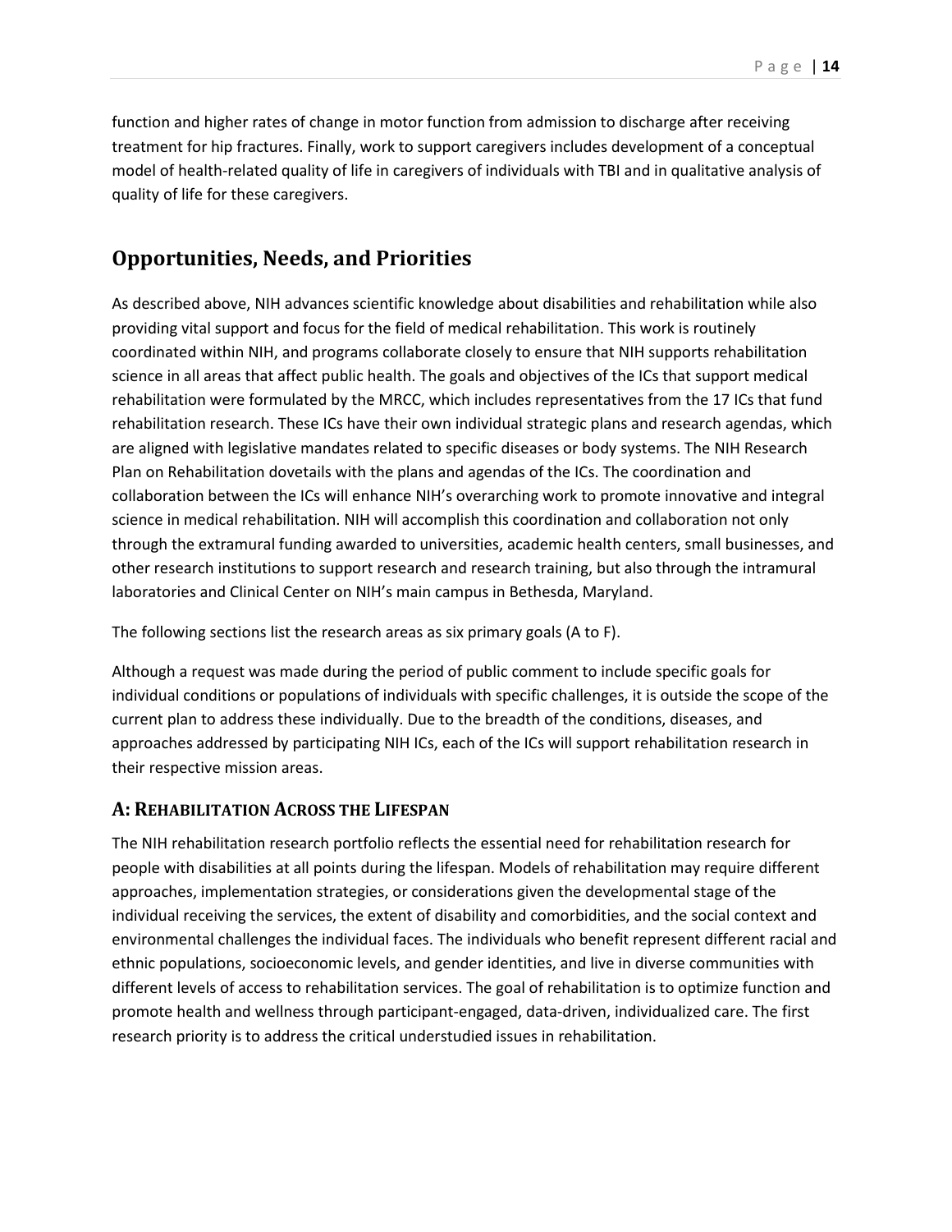function and higher rates of change in motor function from admission to discharge after receiving treatment for hip fractures. Finally, work to support caregivers includes development of a conceptual model of health-related quality of life in caregivers of individuals with TBI and in qualitative analysis of quality of life for these caregivers.

## Opportunities, Needs, and Priorities

As described above, NIH advances scientific knowledge about disabilities and rehabilitation while also providing vital support and focus for the field of medical rehabilitation. This work is routinely coordinated within NIH, and programs collaborate closely to ensure that NIH supports rehabilitation science in all areas that affect public health. The goals and objectives of the ICs that support medical rehabilitation were formulated by the MRCC, which includes representatives from the 17 ICs that fund rehabilitation research. These ICs have their own individual strategic plans and research agendas, which are aligned with legislative mandates related to specific diseases or body systems. The NIH Research Plan on Rehabilitation dovetails with the plans and agendas of the ICs. The coordination and collaboration between the ICs will enhance NIH's overarching work to promote innovative and integral science in medical rehabilitation. NIH will accomplish this coordination and collaboration not only through the extramural funding awarded to universities, academic health centers, small businesses, and other research institutions to support research and research training, but also through the intramural laboratories and Clinical Center on NIH's main campus in Bethesda, Maryland.

The following sections list the research areas as six primary goals (A to F).

Although a request was made during the period of public comment to include specific goals for individual conditions or populations of individuals with specific challenges, it is outside the scope of the current plan to address these individually. Due to the breadth of the conditions, diseases, and approaches addressed by participating NIH ICs, each of the ICs will support rehabilitation research in their respective mission areas.

### A: Rehabilitation Across the Lifespan

The NIH rehabilitation research portfolio reflects the essential need for rehabilitation research for people with disabilities at all points during the lifespan. Models of rehabilitation may require different approaches, implementation strategies, or considerations given the developmental stage of the individual receiving the services, the extent of disability and comorbidities, and the social context and environmental challenges the individual faces. The individuals who benefit represent different racial and ethnic populations, socioeconomic levels, and gender identities, and live in diverse communities with different levels of access to rehabilitation services. The goal of rehabilitation is to optimize function and promote health and wellness through participant-engaged, data-driven, individualized care. The first research priority is to address the critical understudied issues in rehabilitation.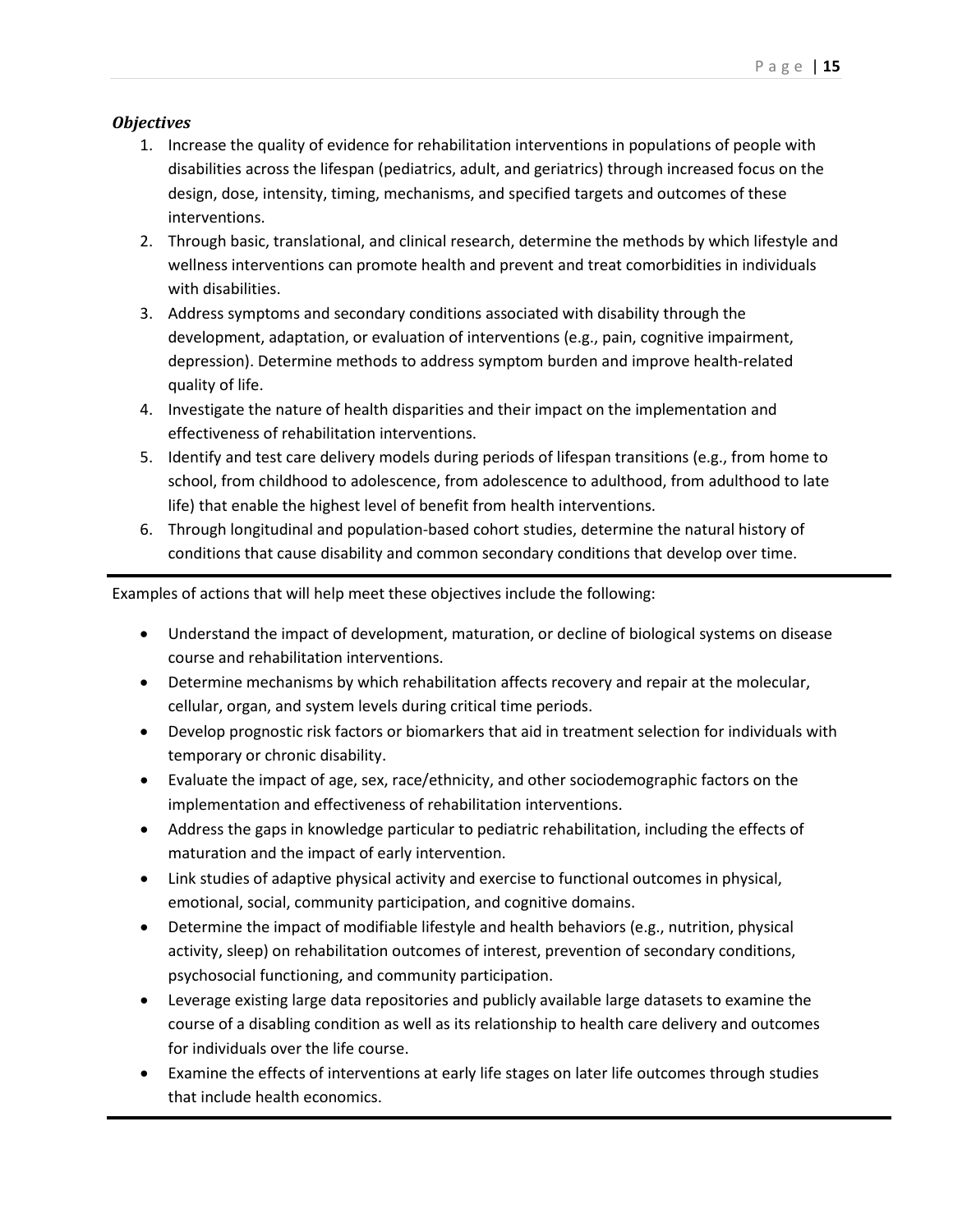***Objectives***

1. Increase the quality of evidence for rehabilitation interventions in populations of people with disabilities across the lifespan (pediatrics, adult, and geriatrics) through increased focus on the design, dose, intensity, timing, mechanisms, and specified targets and outcomes of these interventions.
2. Through basic, translational, and clinical research, determine the methods by which lifestyle and wellness interventions can promote health and prevent and treat comorbidities in individuals with disabilities.
3. Address symptoms and secondary conditions associated with disability through the development, adaptation, or evaluation of interventions (e.g., pain, cognitive impairment, depression). Determine methods to address symptom burden and improve health-related quality of life.
4. Investigate the nature of health disparities and their impact on the implementation and effectiveness of rehabilitation interventions.
5. Identify and test care delivery models during periods of lifespan transitions (e.g., from home to school, from childhood to adolescence, from adolescence to adulthood, from adulthood to late life) that enable the highest level of benefit from health interventions.
6. Through longitudinal and population-based cohort studies, determine the natural history of conditions that cause disability and common secondary conditions that develop over time.

---

Examples of actions that will help meet these objectives include the following:

- Understand the impact of development, maturation, or decline of biological systems on disease course and rehabilitation interventions.
- Determine mechanisms by which rehabilitation affects recovery and repair at the molecular, cellular, organ, and system levels during critical time periods.
- Develop prognostic risk factors or biomarkers that aid in treatment selection for individuals with temporary or chronic disability.
- Evaluate the impact of age, sex, race/ethnicity, and other sociodemographic factors on the implementation and effectiveness of rehabilitation interventions.
- Address the gaps in knowledge particular to pediatric rehabilitation, including the effects of maturation and the impact of early intervention.
- Link studies of adaptive physical activity and exercise to functional outcomes in physical, emotional, social, community participation, and cognitive domains.
- Determine the impact of modifiable lifestyle and health behaviors (e.g., nutrition, physical activity, sleep) on rehabilitation outcomes of interest, prevention of secondary conditions, psychosocial functioning, and community participation.
- Leverage existing large data repositories and publicly available large datasets to examine the course of a disabling condition as well as its relationship to health care delivery and outcomes for individuals over the life course.
- Examine the effects of interventions at early life stages on later life outcomes through studies that include health economics.

---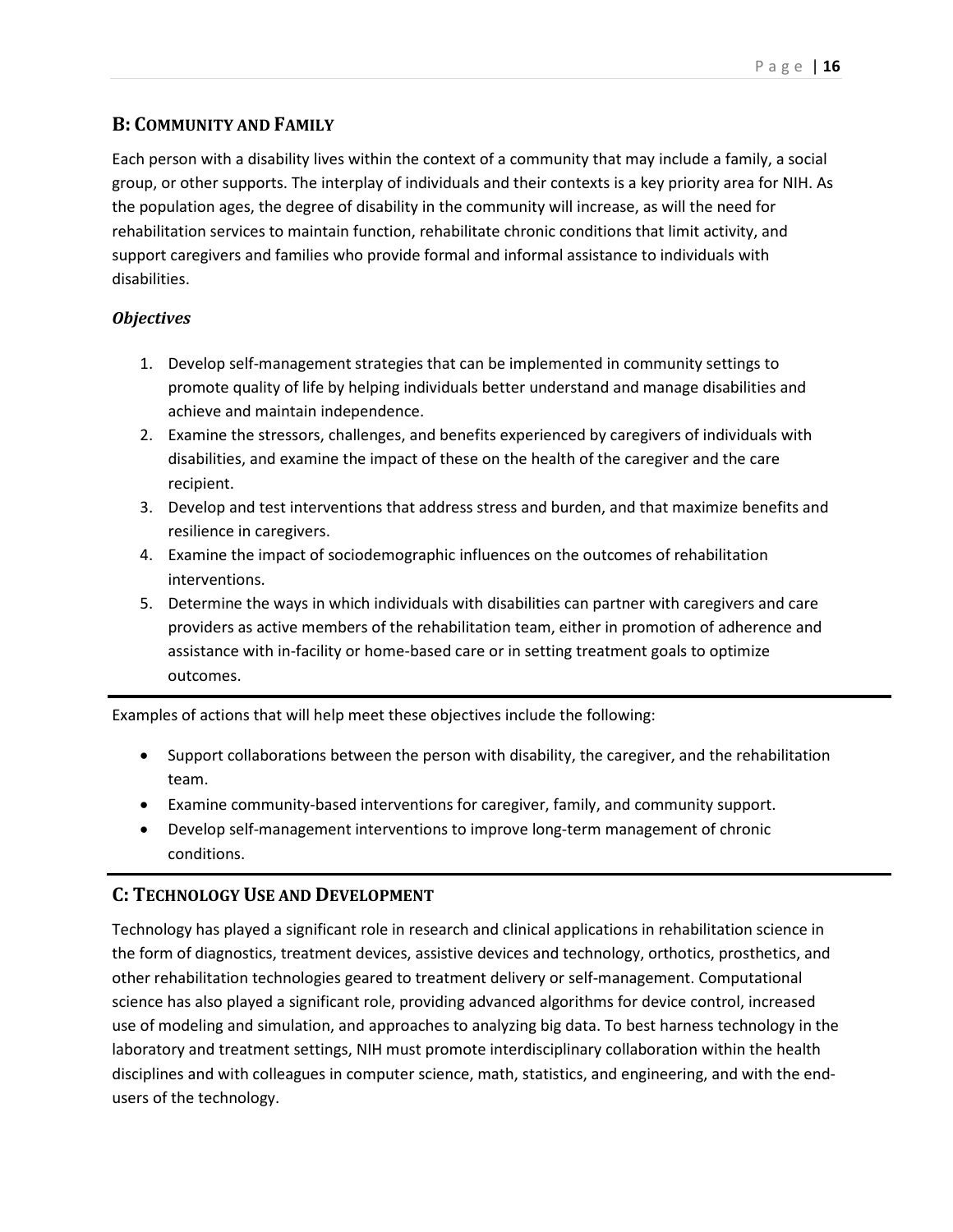## B: Community and Family

Each person with a disability lives within the context of a community that may include a family, a social group, or other supports. The interplay of individuals and their contexts is a key priority area for NIH. As the population ages, the degree of disability in the community will increase, as will the need for rehabilitation services to maintain function, rehabilitate chronic conditions that limit activity, and support caregivers and families who provide formal and informal assistance to individuals with disabilities.

### *Objectives*

1. Develop self-management strategies that can be implemented in community settings to promote quality of life by helping individuals better understand and manage disabilities and achieve and maintain independence.
2. Examine the stressors, challenges, and benefits experienced by caregivers of individuals with disabilities, and examine the impact of these on the health of the caregiver and the care recipient.
3. Develop and test interventions that address stress and burden, and that maximize benefits and resilience in caregivers.
4. Examine the impact of sociodemographic influences on the outcomes of rehabilitation interventions.
5. Determine the ways in which individuals with disabilities can partner with caregivers and care providers as active members of the rehabilitation team, either in promotion of adherence and assistance with in-facility or home-based care or in setting treatment goals to optimize outcomes.

---

Examples of actions that will help meet these objectives include the following:

- Support collaborations between the person with disability, the caregiver, and the rehabilitation team.
- Examine community-based interventions for caregiver, family, and community support.
- Develop self-management interventions to improve long-term management of chronic conditions.

---

## C: Technology Use and Development

Technology has played a significant role in research and clinical applications in rehabilitation science in the form of diagnostics, treatment devices, assistive devices and technology, orthotics, prosthetics, and other rehabilitation technologies geared to treatment delivery or self-management. Computational science has also played a significant role, providing advanced algorithms for device control, increased use of modeling and simulation, and approaches to analyzing big data. To best harness technology in the laboratory and treatment settings, NIH must promote interdisciplinary collaboration within the health disciplines and with colleagues in computer science, math, statistics, and engineering, and with the end-users of the technology.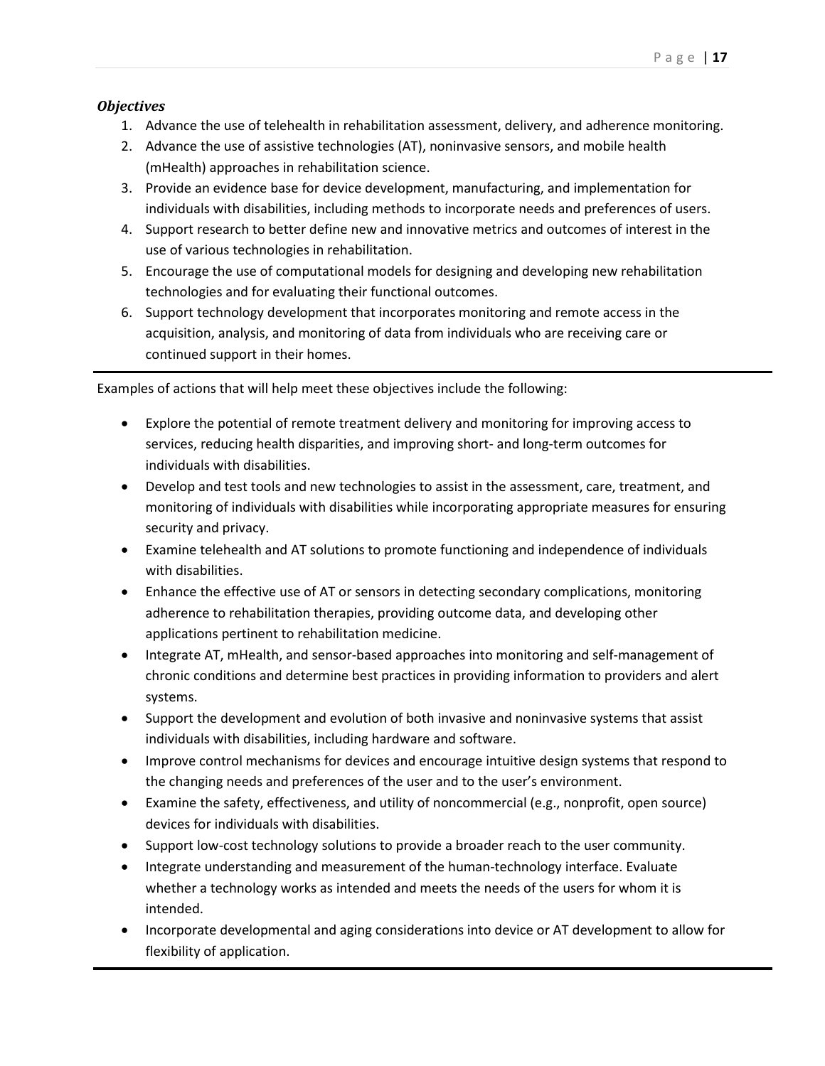***Objectives***

1. Advance the use of telehealth in rehabilitation assessment, delivery, and adherence monitoring.
2. Advance the use of assistive technologies (AT), noninvasive sensors, and mobile health (mHealth) approaches in rehabilitation science.
3. Provide an evidence base for device development, manufacturing, and implementation for individuals with disabilities, including methods to incorporate needs and preferences of users.
4. Support research to better define new and innovative metrics and outcomes of interest in the use of various technologies in rehabilitation.
5. Encourage the use of computational models for designing and developing new rehabilitation technologies and for evaluating their functional outcomes.
6. Support technology development that incorporates monitoring and remote access in the acquisition, analysis, and monitoring of data from individuals who are receiving care or continued support in their homes.

---

Examples of actions that will help meet these objectives include the following:

- Explore the potential of remote treatment delivery and monitoring for improving access to services, reducing health disparities, and improving short- and long-term outcomes for individuals with disabilities.
- Develop and test tools and new technologies to assist in the assessment, care, treatment, and monitoring of individuals with disabilities while incorporating appropriate measures for ensuring security and privacy.
- Examine telehealth and AT solutions to promote functioning and independence of individuals with disabilities.
- Enhance the effective use of AT or sensors in detecting secondary complications, monitoring adherence to rehabilitation therapies, providing outcome data, and developing other applications pertinent to rehabilitation medicine.
- Integrate AT, mHealth, and sensor-based approaches into monitoring and self-management of chronic conditions and determine best practices in providing information to providers and alert systems.
- Support the development and evolution of both invasive and noninvasive systems that assist individuals with disabilities, including hardware and software.
- Improve control mechanisms for devices and encourage intuitive design systems that respond to the changing needs and preferences of the user and to the user's environment.
- Examine the safety, effectiveness, and utility of noncommercial (e.g., nonprofit, open source) devices for individuals with disabilities.
- Support low-cost technology solutions to provide a broader reach to the user community.
- Integrate understanding and measurement of the human-technology interface. Evaluate whether a technology works as intended and meets the needs of the users for whom it is intended.
- Incorporate developmental and aging considerations into device or AT development to allow for flexibility of application.

---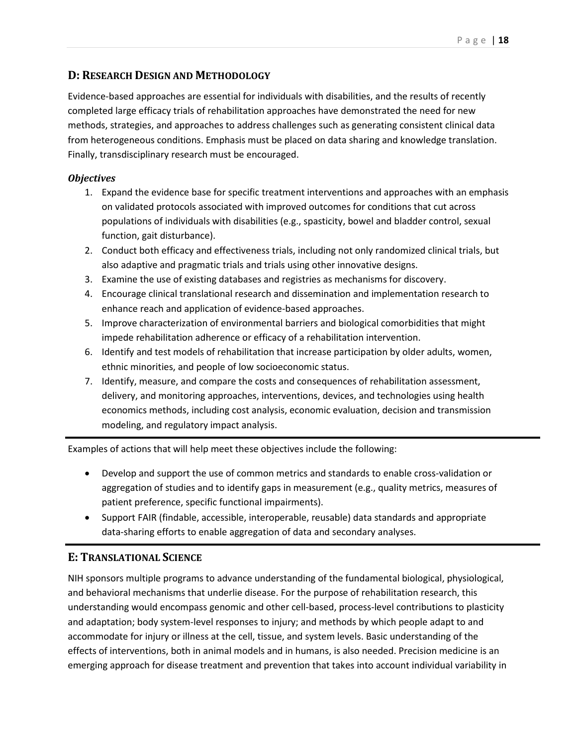## D: Research Design and Methodology

Evidence-based approaches are essential for individuals with disabilities, and the results of recently completed large efficacy trials of rehabilitation approaches have demonstrated the need for new methods, strategies, and approaches to address challenges such as generating consistent clinical data from heterogeneous conditions. Emphasis must be placed on data sharing and knowledge translation. Finally, transdisciplinary research must be encouraged.

### *Objectives*

1. Expand the evidence base for specific treatment interventions and approaches with an emphasis on validated protocols associated with improved outcomes for conditions that cut across populations of individuals with disabilities (e.g., spasticity, bowel and bladder control, sexual function, gait disturbance).
2. Conduct both efficacy and effectiveness trials, including not only randomized clinical trials, but also adaptive and pragmatic trials and trials using other innovative designs.
3. Examine the use of existing databases and registries as mechanisms for discovery.
4. Encourage clinical translational research and dissemination and implementation research to enhance reach and application of evidence-based approaches.
5. Improve characterization of environmental barriers and biological comorbidities that might impede rehabilitation adherence or efficacy of a rehabilitation intervention.
6. Identify and test models of rehabilitation that increase participation by older adults, women, ethnic minorities, and people of low socioeconomic status.
7. Identify, measure, and compare the costs and consequences of rehabilitation assessment, delivery, and monitoring approaches, interventions, devices, and technologies using health economics methods, including cost analysis, economic evaluation, decision and transmission modeling, and regulatory impact analysis.

---

Examples of actions that will help meet these objectives include the following:

- Develop and support the use of common metrics and standards to enable cross-validation or aggregation of studies and to identify gaps in measurement (e.g., quality metrics, measures of patient preference, specific functional impairments).
- Support FAIR (findable, accessible, interoperable, reusable) data standards and appropriate data-sharing efforts to enable aggregation of data and secondary analyses.

---

## E: Translational Science

NIH sponsors multiple programs to advance understanding of the fundamental biological, physiological, and behavioral mechanisms that underlie disease. For the purpose of rehabilitation research, this understanding would encompass genomic and other cell-based, process-level contributions to plasticity and adaptation; body system-level responses to injury; and methods by which people adapt to and accommodate for injury or illness at the cell, tissue, and system levels. Basic understanding of the effects of interventions, both in animal models and in humans, is also needed. Precision medicine is an emerging approach for disease treatment and prevention that takes into account individual variability in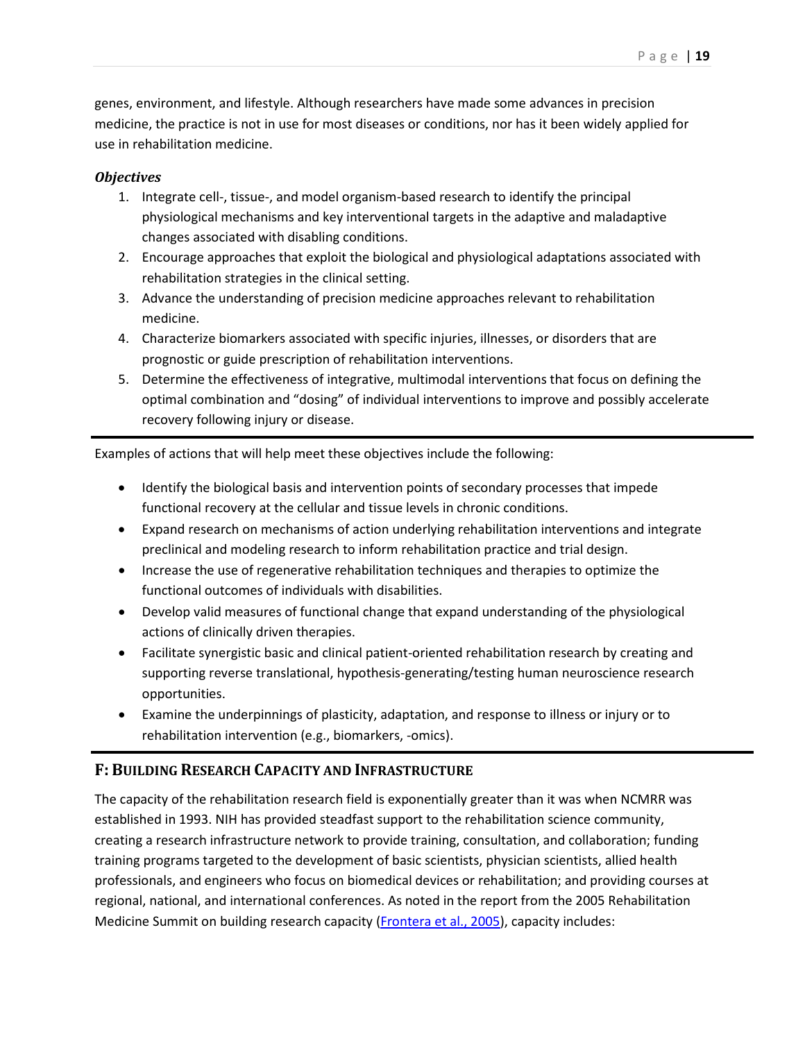genes, environment, and lifestyle. Although researchers have made some advances in precision medicine, the practice is not in use for most diseases or conditions, nor has it been widely applied for use in rehabilitation medicine.

***Objectives***

1. Integrate cell-, tissue-, and model organism-based research to identify the principal physiological mechanisms and key interventional targets in the adaptive and maladaptive changes associated with disabling conditions.
2. Encourage approaches that exploit the biological and physiological adaptations associated with rehabilitation strategies in the clinical setting.
3. Advance the understanding of precision medicine approaches relevant to rehabilitation medicine.
4. Characterize biomarkers associated with specific injuries, illnesses, or disorders that are prognostic or guide prescription of rehabilitation interventions.
5. Determine the effectiveness of integrative, multimodal interventions that focus on defining the optimal combination and "dosing" of individual interventions to improve and possibly accelerate recovery following injury or disease.

---

Examples of actions that will help meet these objectives include the following:

- Identify the biological basis and intervention points of secondary processes that impede functional recovery at the cellular and tissue levels in chronic conditions.
- Expand research on mechanisms of action underlying rehabilitation interventions and integrate preclinical and modeling research to inform rehabilitation practice and trial design.
- Increase the use of regenerative rehabilitation techniques and therapies to optimize the functional outcomes of individuals with disabilities.
- Develop valid measures of functional change that expand understanding of the physiological actions of clinically driven therapies.
- Facilitate synergistic basic and clinical patient-oriented rehabilitation research by creating and supporting reverse translational, hypothesis-generating/testing human neuroscience research opportunities.
- Examine the underpinnings of plasticity, adaptation, and response to illness or injury or to rehabilitation intervention (e.g., biomarkers, -omics).

---

## F: Building Research Capacity and Infrastructure

The capacity of the rehabilitation research field is exponentially greater than it was when NCMRR was established in 1993. NIH has provided steadfast support to the rehabilitation science community, creating a research infrastructure network to provide training, consultation, and collaboration; funding training programs targeted to the development of basic scientists, physician scientists, allied health professionals, and engineers who focus on biomedical devices or rehabilitation; and providing courses at regional, national, and international conferences. As noted in the report from the 2005 Rehabilitation Medicine Summit on building research capacity (Frontera et al., 2005), capacity includes: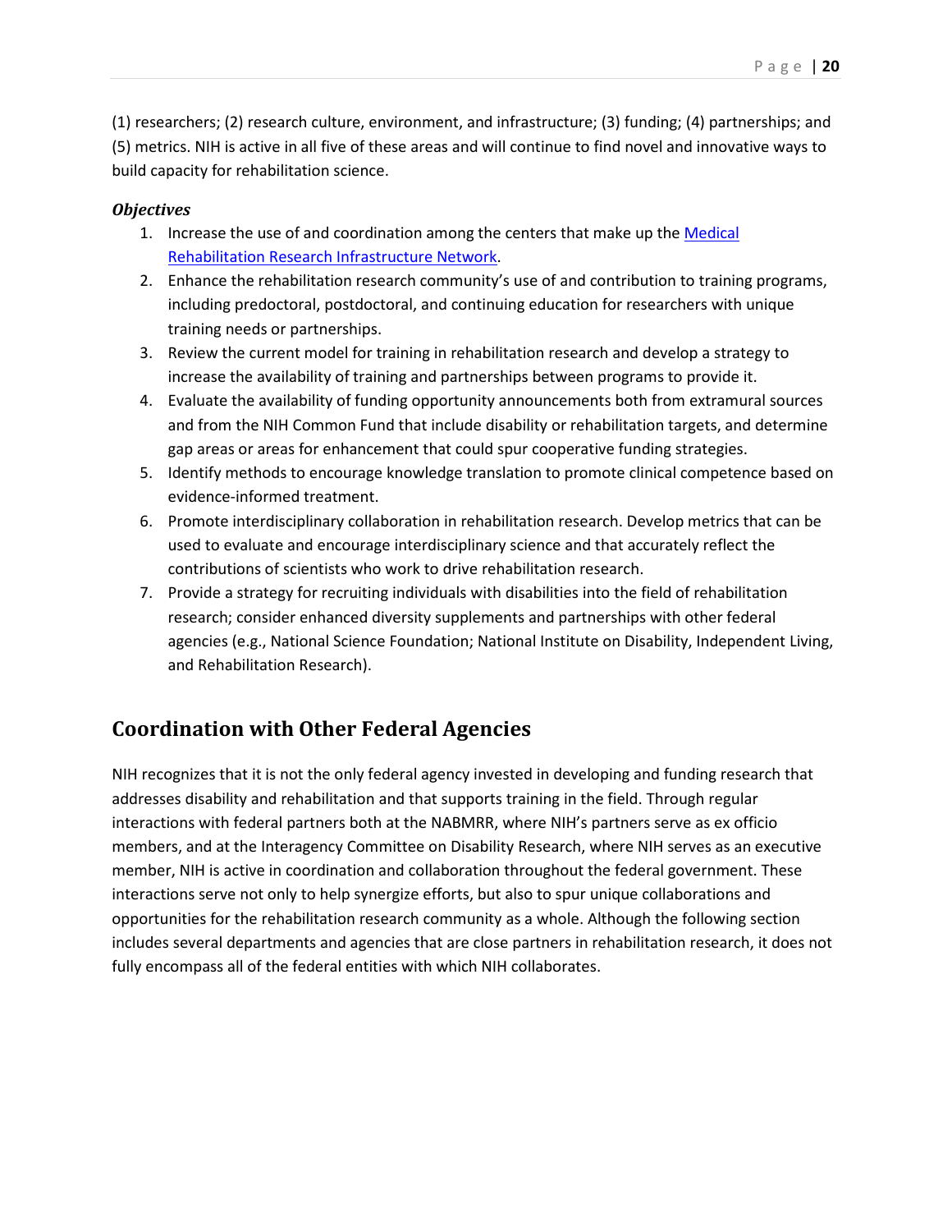(1) researchers; (2) research culture, environment, and infrastructure; (3) funding; (4) partnerships; and (5) metrics. NIH is active in all five of these areas and will continue to find novel and innovative ways to build capacity for rehabilitation science.

***Objectives***

1. Increase the use of and coordination among the centers that make up the [Medical Rehabilitation Research Infrastructure Network](#).
2. Enhance the rehabilitation research community's use of and contribution to training programs, including predoctoral, postdoctoral, and continuing education for researchers with unique training needs or partnerships.
3. Review the current model for training in rehabilitation research and develop a strategy to increase the availability of training and partnerships between programs to provide it.
4. Evaluate the availability of funding opportunity announcements both from extramural sources and from the NIH Common Fund that include disability or rehabilitation targets, and determine gap areas or areas for enhancement that could spur cooperative funding strategies.
5. Identify methods to encourage knowledge translation to promote clinical competence based on evidence-informed treatment.
6. Promote interdisciplinary collaboration in rehabilitation research. Develop metrics that can be used to evaluate and encourage interdisciplinary science and that accurately reflect the contributions of scientists who work to drive rehabilitation research.
7. Provide a strategy for recruiting individuals with disabilities into the field of rehabilitation research; consider enhanced diversity supplements and partnerships with other federal agencies (e.g., National Science Foundation; National Institute on Disability, Independent Living, and Rehabilitation Research).

## Coordination with Other Federal Agencies

NIH recognizes that it is not the only federal agency invested in developing and funding research that addresses disability and rehabilitation and that supports training in the field. Through regular interactions with federal partners both at the NABMRR, where NIH's partners serve as ex officio members, and at the Interagency Committee on Disability Research, where NIH serves as an executive member, NIH is active in coordination and collaboration throughout the federal government. These interactions serve not only to help synergize efforts, but also to spur unique collaborations and opportunities for the rehabilitation research community as a whole. Although the following section includes several departments and agencies that are close partners in rehabilitation research, it does not fully encompass all of the federal entities with which NIH collaborates.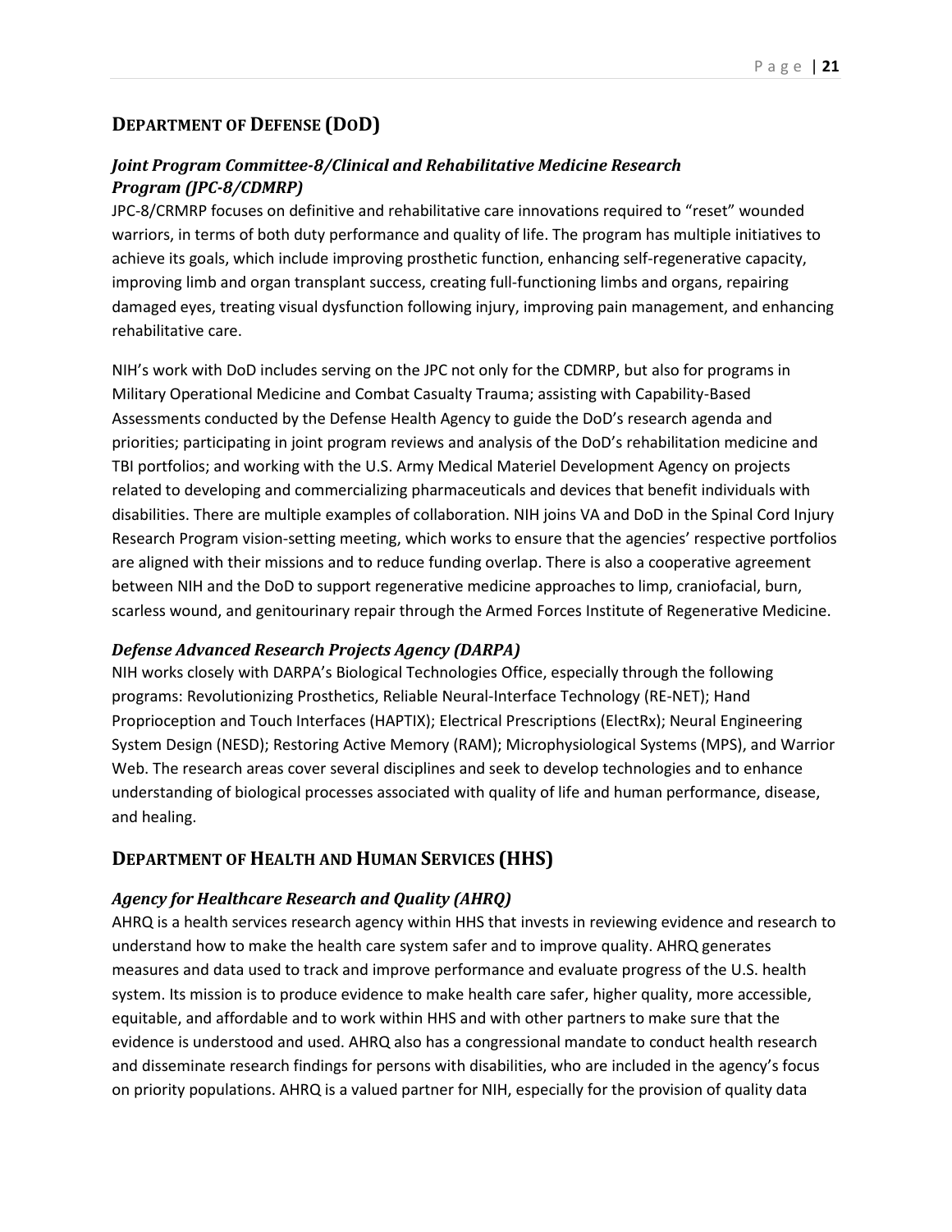## DEPARTMENT OF DEFENSE (DOD)

### *Joint Program Committee-8/Clinical and Rehabilitative Medicine Research Program (JPC-8/CDMRP)*

JPC-8/CRMRP focuses on definitive and rehabilitative care innovations required to "reset" wounded warriors, in terms of both duty performance and quality of life. The program has multiple initiatives to achieve its goals, which include improving prosthetic function, enhancing self-regenerative capacity, improving limb and organ transplant success, creating full-functioning limbs and organs, repairing damaged eyes, treating visual dysfunction following injury, improving pain management, and enhancing rehabilitative care.

NIH's work with DoD includes serving on the JPC not only for the CDMRP, but also for programs in Military Operational Medicine and Combat Casualty Trauma; assisting with Capability-Based Assessments conducted by the Defense Health Agency to guide the DoD's research agenda and priorities; participating in joint program reviews and analysis of the DoD's rehabilitation medicine and TBI portfolios; and working with the U.S. Army Medical Materiel Development Agency on projects related to developing and commercializing pharmaceuticals and devices that benefit individuals with disabilities. There are multiple examples of collaboration. NIH joins VA and DoD in the Spinal Cord Injury Research Program vision-setting meeting, which works to ensure that the agencies' respective portfolios are aligned with their missions and to reduce funding overlap. There is also a cooperative agreement between NIH and the DoD to support regenerative medicine approaches to limp, craniofacial, burn, scarless wound, and genitourinary repair through the Armed Forces Institute of Regenerative Medicine.

### *Defense Advanced Research Projects Agency (DARPA)*

NIH works closely with DARPA's Biological Technologies Office, especially through the following programs: Revolutionizing Prosthetics, Reliable Neural-Interface Technology (RE-NET); Hand Proprioception and Touch Interfaces (HAPTIX); Electrical Prescriptions (ElectRx); Neural Engineering System Design (NESD); Restoring Active Memory (RAM); Microphysiological Systems (MPS), and Warrior Web. The research areas cover several disciplines and seek to develop technologies and to enhance understanding of biological processes associated with quality of life and human performance, disease, and healing.

## DEPARTMENT OF HEALTH AND HUMAN SERVICES (HHS)

### *Agency for Healthcare Research and Quality (AHRQ)*

AHRQ is a health services research agency within HHS that invests in reviewing evidence and research to understand how to make the health care system safer and to improve quality. AHRQ generates measures and data used to track and improve performance and evaluate progress of the U.S. health system. Its mission is to produce evidence to make health care safer, higher quality, more accessible, equitable, and affordable and to work within HHS and with other partners to make sure that the evidence is understood and used. AHRQ also has a congressional mandate to conduct health research and disseminate research findings for persons with disabilities, who are included in the agency's focus on priority populations. AHRQ is a valued partner for NIH, especially for the provision of quality data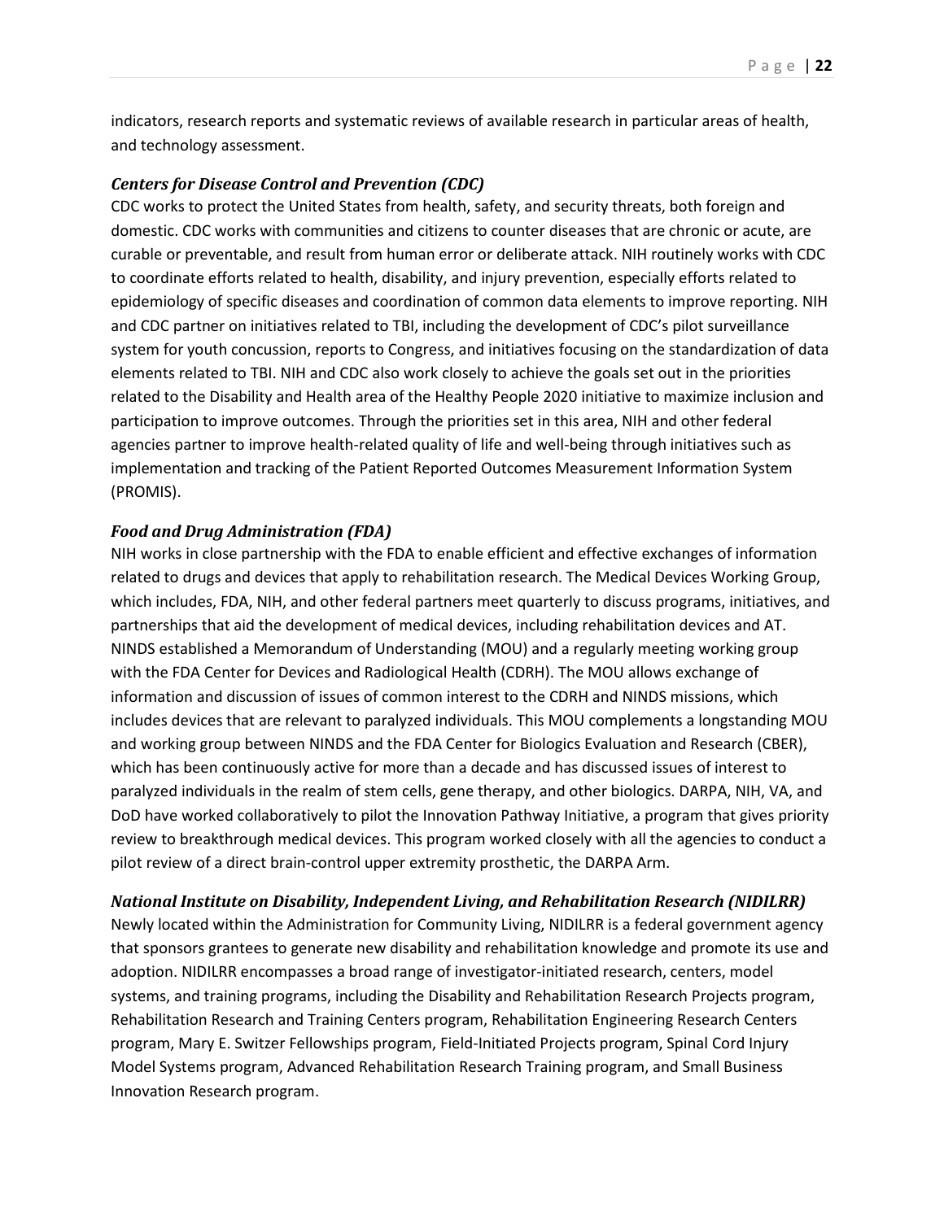indicators, research reports and systematic reviews of available research in particular areas of health, and technology assessment.

### *Centers for Disease Control and Prevention (CDC)*

CDC works to protect the United States from health, safety, and security threats, both foreign and domestic. CDC works with communities and citizens to counter diseases that are chronic or acute, are curable or preventable, and result from human error or deliberate attack. NIH routinely works with CDC to coordinate efforts related to health, disability, and injury prevention, especially efforts related to epidemiology of specific diseases and coordination of common data elements to improve reporting. NIH and CDC partner on initiatives related to TBI, including the development of CDC's pilot surveillance system for youth concussion, reports to Congress, and initiatives focusing on the standardization of data elements related to TBI. NIH and CDC also work closely to achieve the goals set out in the priorities related to the Disability and Health area of the Healthy People 2020 initiative to maximize inclusion and participation to improve outcomes. Through the priorities set in this area, NIH and other federal agencies partner to improve health-related quality of life and well-being through initiatives such as implementation and tracking of the Patient Reported Outcomes Measurement Information System (PROMIS).

### *Food and Drug Administration (FDA)*

NIH works in close partnership with the FDA to enable efficient and effective exchanges of information related to drugs and devices that apply to rehabilitation research. The Medical Devices Working Group, which includes, FDA, NIH, and other federal partners meet quarterly to discuss programs, initiatives, and partnerships that aid the development of medical devices, including rehabilitation devices and AT. NINDS established a Memorandum of Understanding (MOU) and a regularly meeting working group with the FDA Center for Devices and Radiological Health (CDRH). The MOU allows exchange of information and discussion of issues of common interest to the CDRH and NINDS missions, which includes devices that are relevant to paralyzed individuals. This MOU complements a longstanding MOU and working group between NINDS and the FDA Center for Biologics Evaluation and Research (CBER), which has been continuously active for more than a decade and has discussed issues of interest to paralyzed individuals in the realm of stem cells, gene therapy, and other biologics. DARPA, NIH, VA, and DoD have worked collaboratively to pilot the Innovation Pathway Initiative, a program that gives priority review to breakthrough medical devices. This program worked closely with all the agencies to conduct a pilot review of a direct brain-control upper extremity prosthetic, the DARPA Arm.

### *National Institute on Disability, Independent Living, and Rehabilitation Research (NIDILRR)*

Newly located within the Administration for Community Living, NIDILRR is a federal government agency that sponsors grantees to generate new disability and rehabilitation knowledge and promote its use and adoption. NIDILRR encompasses a broad range of investigator-initiated research, centers, model systems, and training programs, including the Disability and Rehabilitation Research Projects program, Rehabilitation Research and Training Centers program, Rehabilitation Engineering Research Centers program, Mary E. Switzer Fellowships program, Field-Initiated Projects program, Spinal Cord Injury Model Systems program, Advanced Rehabilitation Research Training program, and Small Business Innovation Research program.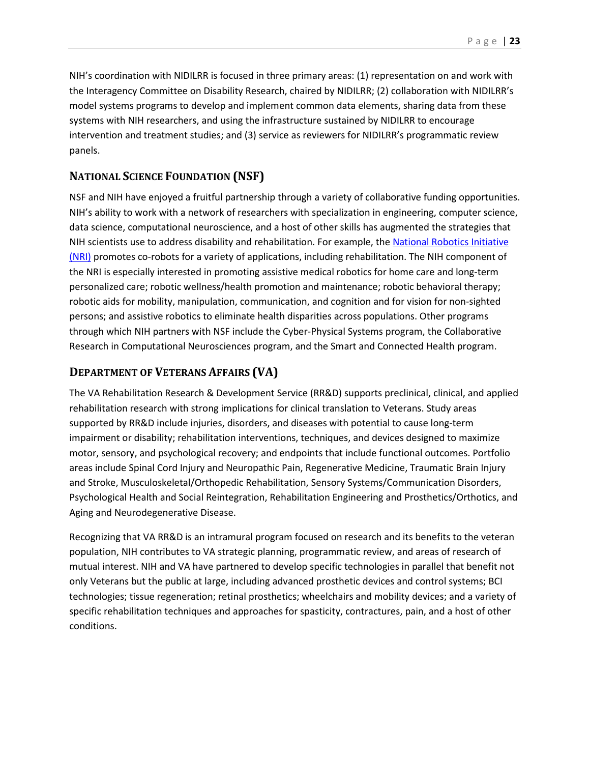NIH's coordination with NIDILRR is focused in three primary areas: (1) representation on and work with the Interagency Committee on Disability Research, chaired by NIDILRR; (2) collaboration with NIDILRR's model systems programs to develop and implement common data elements, sharing data from these systems with NIH researchers, and using the infrastructure sustained by NIDILRR to encourage intervention and treatment studies; and (3) service as reviewers for NIDILRR's programmatic review panels.

## National Science Foundation (NSF)

NSF and NIH have enjoyed a fruitful partnership through a variety of collaborative funding opportunities. NIH's ability to work with a network of researchers with specialization in engineering, computer science, data science, computational neuroscience, and a host of other skills has augmented the strategies that NIH scientists use to address disability and rehabilitation. For example, the National Robotics Initiative (NRI) promotes co-robots for a variety of applications, including rehabilitation. The NIH component of the NRI is especially interested in promoting assistive medical robotics for home care and long-term personalized care; robotic wellness/health promotion and maintenance; robotic behavioral therapy; robotic aids for mobility, manipulation, communication, and cognition and for vision for non-sighted persons; and assistive robotics to eliminate health disparities across populations. Other programs through which NIH partners with NSF include the Cyber-Physical Systems program, the Collaborative Research in Computational Neurosciences program, and the Smart and Connected Health program.

## Department of Veterans Affairs (VA)

The VA Rehabilitation Research & Development Service (RR&D) supports preclinical, clinical, and applied rehabilitation research with strong implications for clinical translation to Veterans. Study areas supported by RR&D include injuries, disorders, and diseases with potential to cause long-term impairment or disability; rehabilitation interventions, techniques, and devices designed to maximize motor, sensory, and psychological recovery; and endpoints that include functional outcomes. Portfolio areas include Spinal Cord Injury and Neuropathic Pain, Regenerative Medicine, Traumatic Brain Injury and Stroke, Musculoskeletal/Orthopedic Rehabilitation, Sensory Systems/Communication Disorders, Psychological Health and Social Reintegration, Rehabilitation Engineering and Prosthetics/Orthotics, and Aging and Neurodegenerative Disease.

Recognizing that VA RR&D is an intramural program focused on research and its benefits to the veteran population, NIH contributes to VA strategic planning, programmatic review, and areas of research of mutual interest. NIH and VA have partnered to develop specific technologies in parallel that benefit not only Veterans but the public at large, including advanced prosthetic devices and control systems; BCI technologies; tissue regeneration; retinal prosthetics; wheelchairs and mobility devices; and a variety of specific rehabilitation techniques and approaches for spasticity, contractures, pain, and a host of other conditions.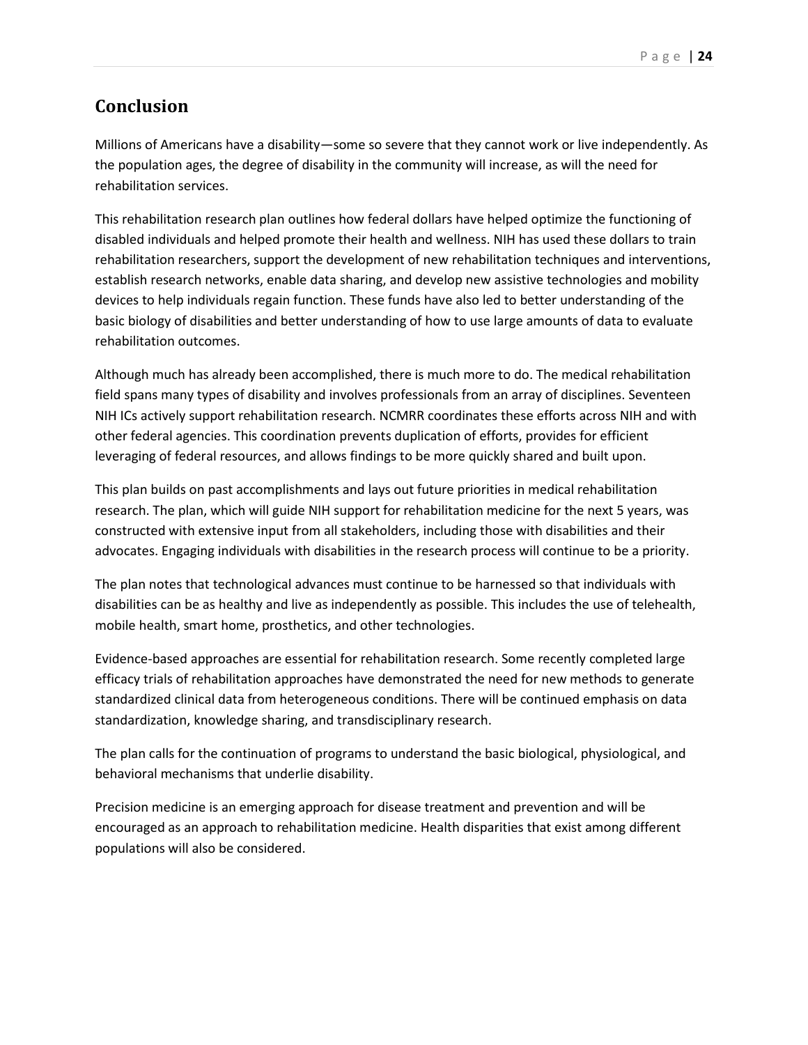## Conclusion

Millions of Americans have a disability—some so severe that they cannot work or live independently. As the population ages, the degree of disability in the community will increase, as will the need for rehabilitation services.

This rehabilitation research plan outlines how federal dollars have helped optimize the functioning of disabled individuals and helped promote their health and wellness. NIH has used these dollars to train rehabilitation researchers, support the development of new rehabilitation techniques and interventions, establish research networks, enable data sharing, and develop new assistive technologies and mobility devices to help individuals regain function. These funds have also led to better understanding of the basic biology of disabilities and better understanding of how to use large amounts of data to evaluate rehabilitation outcomes.

Although much has already been accomplished, there is much more to do. The medical rehabilitation field spans many types of disability and involves professionals from an array of disciplines. Seventeen NIH ICs actively support rehabilitation research. NCMRR coordinates these efforts across NIH and with other federal agencies. This coordination prevents duplication of efforts, provides for efficient leveraging of federal resources, and allows findings to be more quickly shared and built upon.

This plan builds on past accomplishments and lays out future priorities in medical rehabilitation research. The plan, which will guide NIH support for rehabilitation medicine for the next 5 years, was constructed with extensive input from all stakeholders, including those with disabilities and their advocates. Engaging individuals with disabilities in the research process will continue to be a priority.

The plan notes that technological advances must continue to be harnessed so that individuals with disabilities can be as healthy and live as independently as possible. This includes the use of telehealth, mobile health, smart home, prosthetics, and other technologies.

Evidence-based approaches are essential for rehabilitation research. Some recently completed large efficacy trials of rehabilitation approaches have demonstrated the need for new methods to generate standardized clinical data from heterogeneous conditions. There will be continued emphasis on data standardization, knowledge sharing, and transdisciplinary research.

The plan calls for the continuation of programs to understand the basic biological, physiological, and behavioral mechanisms that underlie disability.

Precision medicine is an emerging approach for disease treatment and prevention and will be encouraged as an approach to rehabilitation medicine. Health disparities that exist among different populations will also be considered.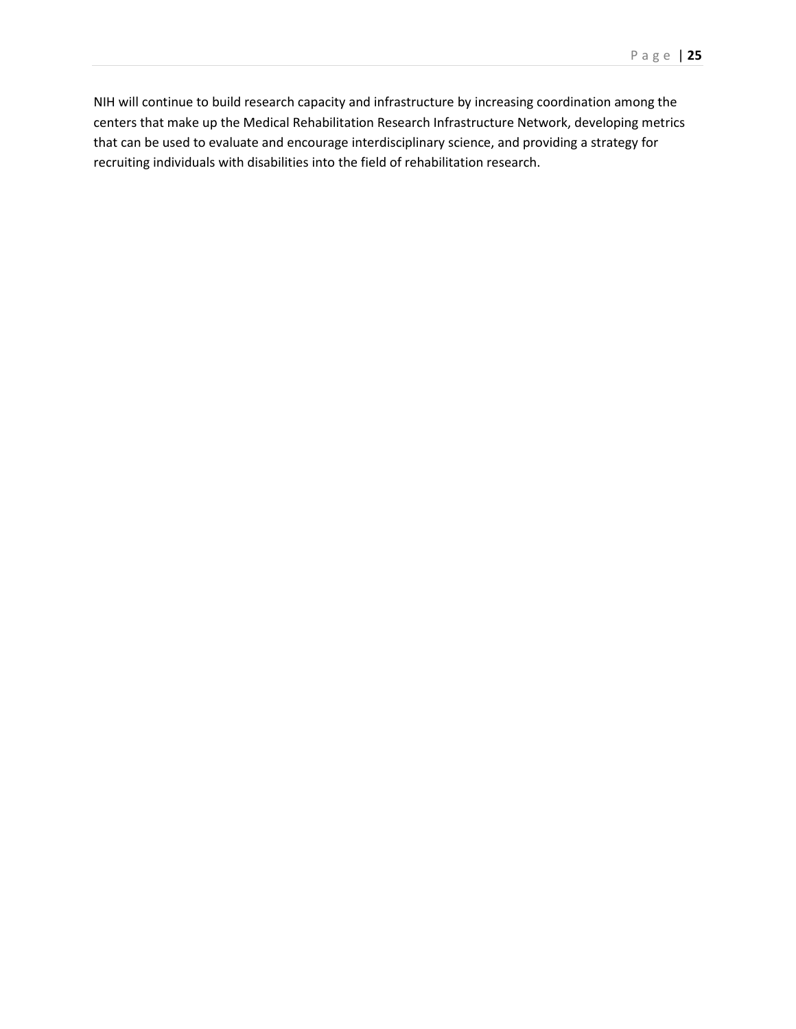NIH will continue to build research capacity and infrastructure by increasing coordination among the centers that make up the Medical Rehabilitation Research Infrastructure Network, developing metrics that can be used to evaluate and encourage interdisciplinary science, and providing a strategy for recruiting individuals with disabilities into the field of rehabilitation research.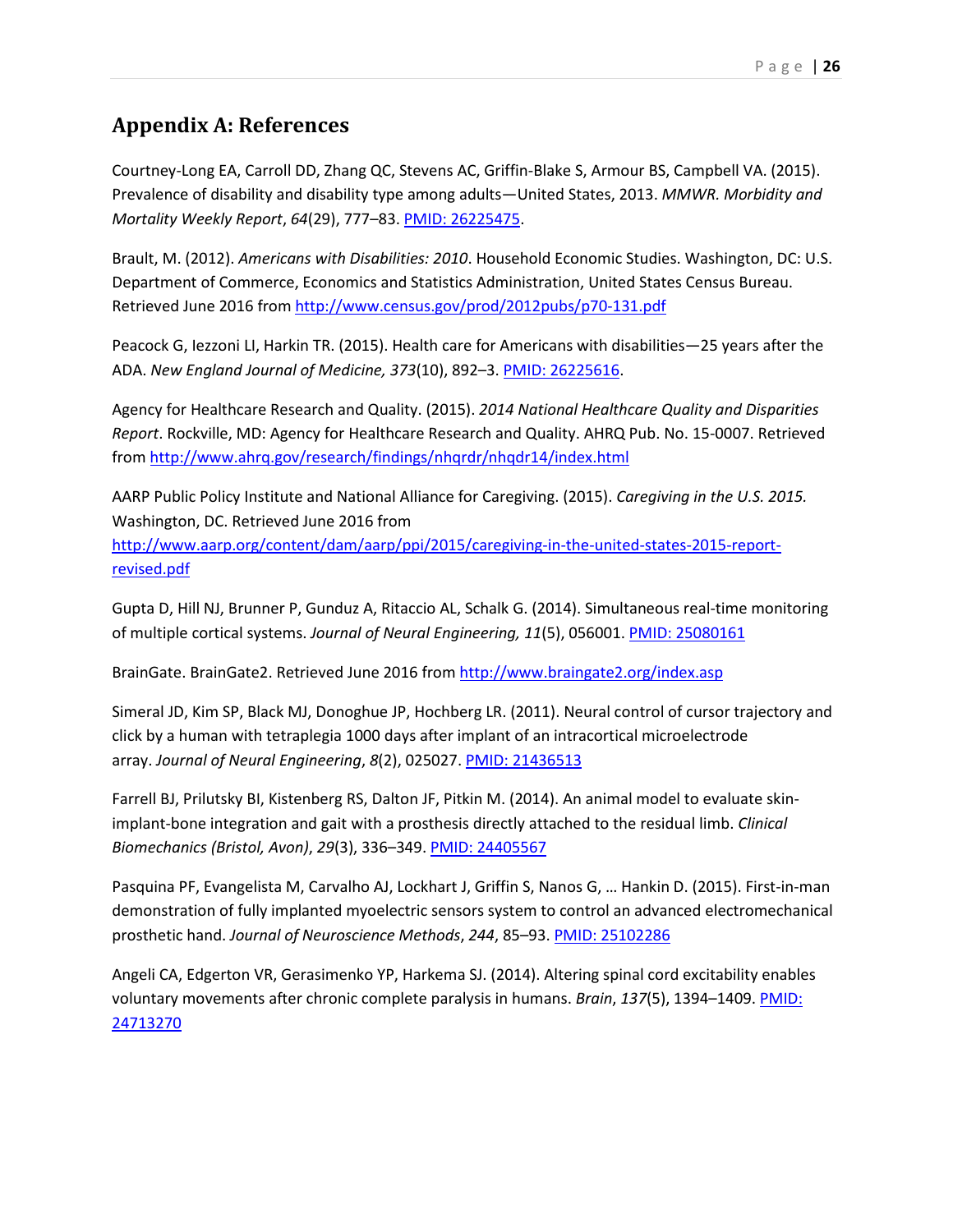## Appendix A: References

Courtney-Long EA, Carroll DD, Zhang QC, Stevens AC, Griffin-Blake S, Armour BS, Campbell VA. (2015). Prevalence of disability and disability type among adults—United States, 2013. *MMWR. Morbidity and Mortality Weekly Report*, *64*(29), 777–83. [PMID: 26225475](https://www.ncbi.nlm.nih.gov/pubmed/26225475).

Brault, M. (2012). *Americans with Disabilities: 2010*. Household Economic Studies. Washington, DC: U.S. Department of Commerce, Economics and Statistics Administration, United States Census Bureau. Retrieved June 2016 from [http://www.census.gov/prod/2012pubs/p70-131.pdf](http://www.census.gov/prod/2012pubs/p70-131.pdf)

Peacock G, Iezzoni LI, Harkin TR. (2015). Health care for Americans with disabilities—25 years after the ADA. *New England Journal of Medicine, 373*(10), 892–3. [PMID: 26225616](https://www.ncbi.nlm.nih.gov/pubmed/26225616).

Agency for Healthcare Research and Quality. (2015). *2014 National Healthcare Quality and Disparities Report*. Rockville, MD: Agency for Healthcare Research and Quality. AHRQ Pub. No. 15-0007. Retrieved from [http://www.ahrq.gov/research/findings/nhqrdr/nhqdr14/index.html](http://www.ahrq.gov/research/findings/nhqrdr/nhqdr14/index.html)

AARP Public Policy Institute and National Alliance for Caregiving. (2015). *Caregiving in the U.S. 2015.* Washington, DC. Retrieved June 2016 from [http://www.aarp.org/content/dam/aarp/ppi/2015/caregiving-in-the-united-states-2015-report-revised.pdf](http://www.aarp.org/content/dam/aarp/ppi/2015/caregiving-in-the-united-states-2015-report-revised.pdf)

Gupta D, Hill NJ, Brunner P, Gunduz A, Ritaccio AL, Schalk G. (2014). Simultaneous real-time monitoring of multiple cortical systems. *Journal of Neural Engineering, 11*(5), 056001. [PMID: 25080161](https://www.ncbi.nlm.nih.gov/pubmed/25080161)

BrainGate. BrainGate2. Retrieved June 2016 from [http://www.braingate2.org/index.asp](http://www.braingate2.org/index.asp)

Simeral JD, Kim SP, Black MJ, Donoghue JP, Hochberg LR. (2011). Neural control of cursor trajectory and click by a human with tetraplegia 1000 days after implant of an intracortical microelectrode array. *Journal of Neural Engineering*, *8*(2), 025027. [PMID: 21436513](https://www.ncbi.nlm.nih.gov/pubmed/21436513)

Farrell BJ, Prilutsky BI, Kistenberg RS, Dalton JF, Pitkin M. (2014). An animal model to evaluate skin-implant-bone integration and gait with a prosthesis directly attached to the residual limb. *Clinical Biomechanics (Bristol, Avon)*, *29*(3), 336–349. [PMID: 24405567](https://www.ncbi.nlm.nih.gov/pubmed/24405567)

Pasquina PF, Evangelista M, Carvalho AJ, Lockhart J, Griffin S, Nanos G, … Hankin D. (2015). First-in-man demonstration of fully implanted myoelectric sensors system to control an advanced electromechanical prosthetic hand. *Journal of Neuroscience Methods*, *244*, 85–93. [PMID: 25102286](https://www.ncbi.nlm.nih.gov/pubmed/25102286)

Angeli CA, Edgerton VR, Gerasimenko YP, Harkema SJ. (2014). Altering spinal cord excitability enables voluntary movements after chronic complete paralysis in humans. *Brain*, *137*(5), 1394–1409. [PMID: 24713270](https://www.ncbi.nlm.nih.gov/pubmed/24713270)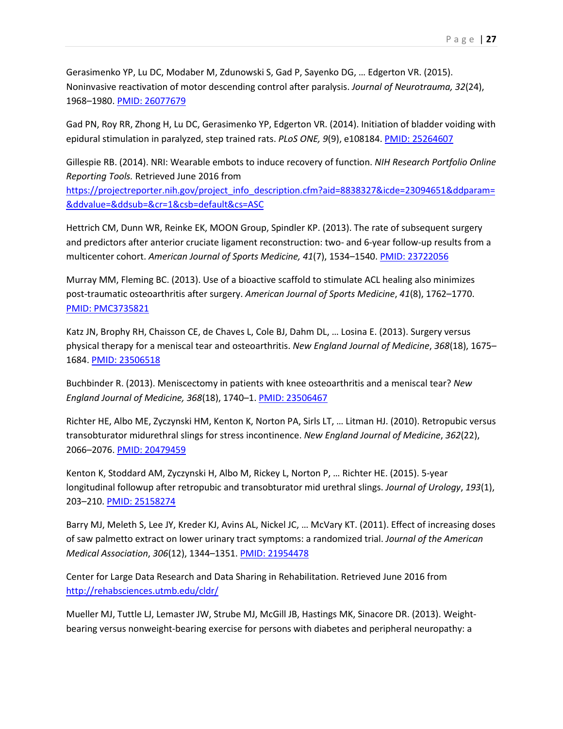Gerasimenko YP, Lu DC, Modaber M, Zdunowski S, Gad P, Sayenko DG, … Edgerton VR. (2015). Noninvasive reactivation of motor descending control after paralysis. *Journal of Neurotrauma, 32*(24), 1968–1980. [PMID: 26077679](PMID: 26077679)

Gad PN, Roy RR, Zhong H, Lu DC, Gerasimenko YP, Edgerton VR. (2014). Initiation of bladder voiding with epidural stimulation in paralyzed, step trained rats. *PLoS ONE, 9*(9), e108184. [PMID: 25264607](PMID: 25264607)

Gillespie RB. (2014). NRI: Wearable embots to induce recovery of function. *NIH Research Portfolio Online Reporting Tools.* Retrieved June 2016 from [https://projectreporter.nih.gov/project_info_description.cfm?aid=8838327&icde=23094651&ddparam=&ddvalue=&ddsub=&cr=1&csb=default&cs=ASC](https://projectreporter.nih.gov/project_info_description.cfm?aid=8838327&icde=23094651&ddparam=&ddvalue=&ddsub=&cr=1&csb=default&cs=ASC)

Hettrich CM, Dunn WR, Reinke EK, MOON Group, Spindler KP. (2013). The rate of subsequent surgery and predictors after anterior cruciate ligament reconstruction: two- and 6-year follow-up results from a multicenter cohort. *American Journal of Sports Medicine, 41*(7), 1534–1540. [PMID: 23722056](PMID: 23722056)

Murray MM, Fleming BC. (2013). Use of a bioactive scaffold to stimulate ACL healing also minimizes post-traumatic osteoarthritis after surgery. *American Journal of Sports Medicine*, *41*(8), 1762–1770. [PMID: PMC3735821](PMID: PMC3735821)

Katz JN, Brophy RH, Chaisson CE, de Chaves L, Cole BJ, Dahm DL, … Losina E. (2013). Surgery versus physical therapy for a meniscal tear and osteoarthritis. *New England Journal of Medicine*, *368*(18), 1675–1684. [PMID: 23506518](PMID: 23506518)

Buchbinder R. (2013). Meniscectomy in patients with knee osteoarthritis and a meniscal tear? *New England Journal of Medicine, 368*(18), 1740–1. [PMID: 23506467](PMID: 23506467)

Richter HE, Albo ME, Zyczynski HM, Kenton K, Norton PA, Sirls LT, … Litman HJ. (2010). Retropubic versus transobturator midurethral slings for stress incontinence. *New England Journal of Medicine*, *362*(22), 2066–2076. [PMID: 20479459](PMID: 20479459)

Kenton K, Stoddard AM, Zyczynski H, Albo M, Rickey L, Norton P, … Richter HE. (2015). 5-year longitudinal followup after retropubic and transobturator mid urethral slings. *Journal of Urology*, *193*(1), 203–210. [PMID: 25158274](PMID: 25158274)

Barry MJ, Meleth S, Lee JY, Kreder KJ, Avins AL, Nickel JC, … McVary KT. (2011). Effect of increasing doses of saw palmetto extract on lower urinary tract symptoms: a randomized trial. *Journal of the American Medical Association*, *306*(12), 1344–1351. [PMID: 21954478](PMID: 21954478)

Center for Large Data Research and Data Sharing in Rehabilitation. Retrieved June 2016 from [http://rehabsciences.utmb.edu/cldr/](http://rehabsciences.utmb.edu/cldr/)

Mueller MJ, Tuttle LJ, Lemaster JW, Strube MJ, McGill JB, Hastings MK, Sinacore DR. (2013). Weight-bearing versus nonweight-bearing exercise for persons with diabetes and peripheral neuropathy: a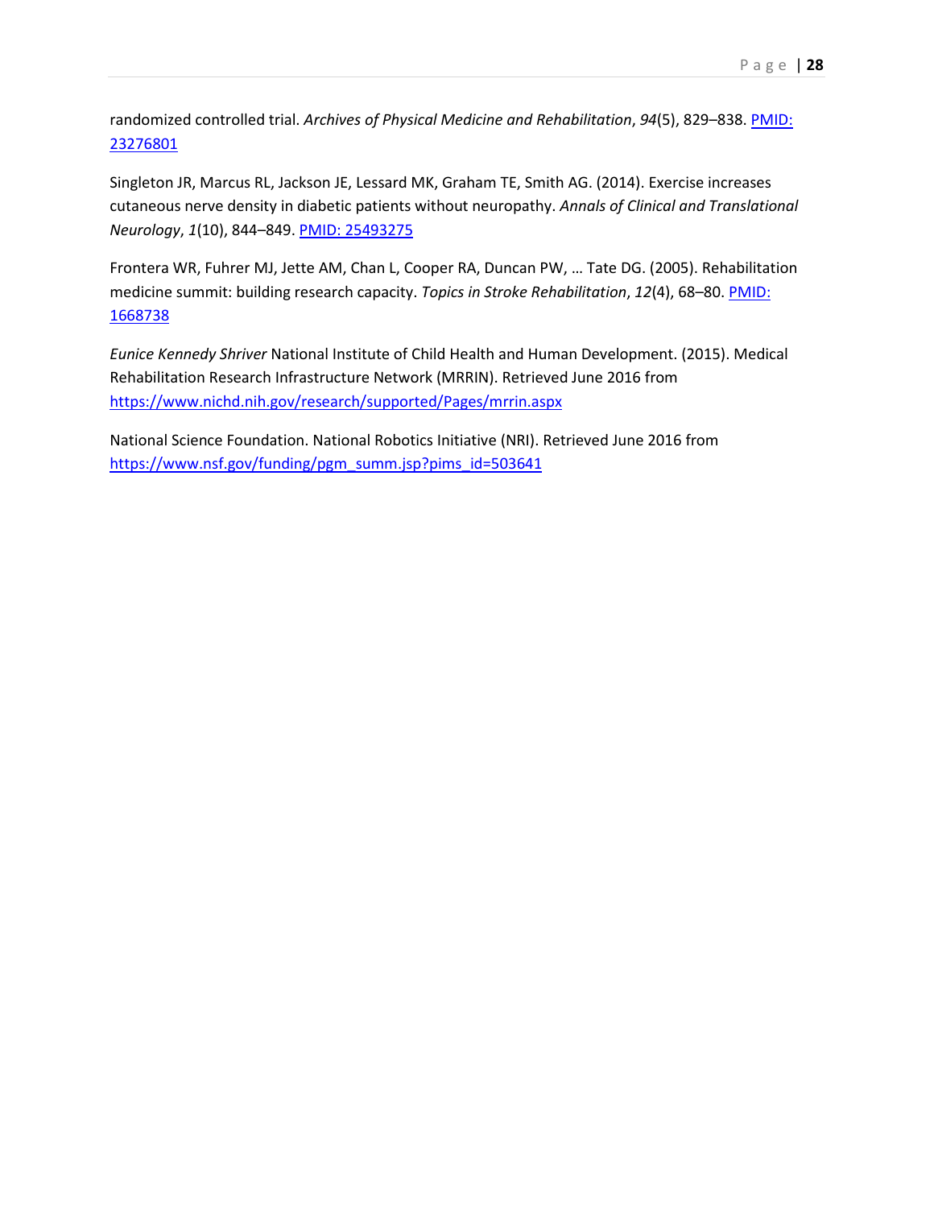randomized controlled trial. *Archives of Physical Medicine and Rehabilitation*, *94*(5), 829–838. [PMID: 23276801](https://www.ncbi.nlm.nih.gov/pubmed/23276801)

Singleton JR, Marcus RL, Jackson JE, Lessard MK, Graham TE, Smith AG. (2014). Exercise increases cutaneous nerve density in diabetic patients without neuropathy. *Annals of Clinical and Translational Neurology*, *1*(10), 844–849. [PMID: 25493275](https://www.ncbi.nlm.nih.gov/pubmed/25493275)

Frontera WR, Fuhrer MJ, Jette AM, Chan L, Cooper RA, Duncan PW, … Tate DG. (2005). Rehabilitation medicine summit: building research capacity. *Topics in Stroke Rehabilitation*, *12*(4), 68–80. [PMID: 1668738](https://www.ncbi.nlm.nih.gov/pubmed/1668738)

*Eunice Kennedy Shriver* National Institute of Child Health and Human Development. (2015). Medical Rehabilitation Research Infrastructure Network (MRRIN). Retrieved June 2016 from [https://www.nichd.nih.gov/research/supported/Pages/mrrin.aspx](https://www.nichd.nih.gov/research/supported/Pages/mrrin.aspx)

National Science Foundation. National Robotics Initiative (NRI). Retrieved June 2016 from [https://www.nsf.gov/funding/pgm_summ.jsp?pims_id=503641](https://www.nsf.gov/funding/pgm_summ.jsp?pims_id=503641)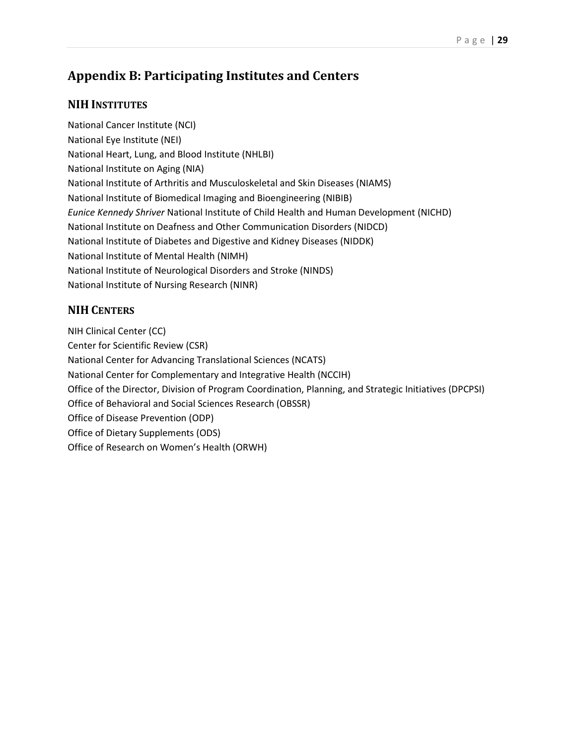# Appendix B: Participating Institutes and Centers

## NIH Institutes

National Cancer Institute (NCI)
National Eye Institute (NEI)
National Heart, Lung, and Blood Institute (NHLBI)
National Institute on Aging (NIA)
National Institute of Arthritis and Musculoskeletal and Skin Diseases (NIAMS)
National Institute of Biomedical Imaging and Bioengineering (NIBIB)
*Eunice Kennedy Shriver* National Institute of Child Health and Human Development (NICHD)
National Institute on Deafness and Other Communication Disorders (NIDCD)
National Institute of Diabetes and Digestive and Kidney Diseases (NIDDK)
National Institute of Mental Health (NIMH)
National Institute of Neurological Disorders and Stroke (NINDS)
National Institute of Nursing Research (NINR)

## NIH Centers

NIH Clinical Center (CC)
Center for Scientific Review (CSR)
National Center for Advancing Translational Sciences (NCATS)
National Center for Complementary and Integrative Health (NCCIH)
Office of the Director, Division of Program Coordination, Planning, and Strategic Initiatives (DPCPSI)
Office of Behavioral and Social Sciences Research (OBSSR)
Office of Disease Prevention (ODP)
Office of Dietary Supplements (ODS)
Office of Research on Women's Health (ORWH)